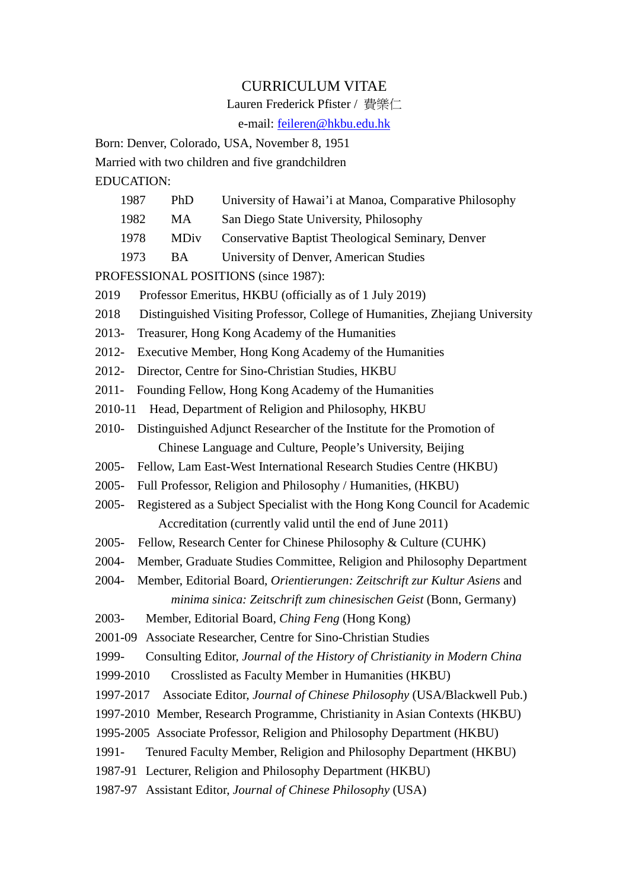# CURRICULUM VITAE

Lauren Frederick Pfister / 費樂仁

e-mail: feileren@hkbu.edu.hk

Born: Denver, Colorado, USA, November 8, 1951

Married with two children and five grandchildren

EDUCATION:

| | | |
|---|---|---|
| 1987 | PhD | University of Hawai'i at Manoa, Comparative Philosophy |
| 1982 | MA | San Diego State University, Philosophy |
| 1978 | MDiv | Conservative Baptist Theological Seminary, Denver |
| 1973 | BA | University of Denver, American Studies |

PROFESSIONAL POSITIONS (since 1987):

2019 Professor Emeritus, HKBU (officially as of 1 July 2019)

2018 Distinguished Visiting Professor, College of Humanities, Zhejiang University

2013- Treasurer, Hong Kong Academy of the Humanities

2012- Executive Member, Hong Kong Academy of the Humanities

2012- Director, Centre for Sino-Christian Studies, HKBU

2011- Founding Fellow, Hong Kong Academy of the Humanities

2010-11 Head, Department of Religion and Philosophy, HKBU

2010- Distinguished Adjunct Researcher of the Institute for the Promotion of Chinese Language and Culture, People's University, Beijing

2005- Fellow, Lam East-West International Research Studies Centre (HKBU)

2005- Full Professor, Religion and Philosophy / Humanities, (HKBU)

2005- Registered as a Subject Specialist with the Hong Kong Council for Academic Accreditation (currently valid until the end of June 2011)

2005- Fellow, Research Center for Chinese Philosophy & Culture (CUHK)

2004- Member, Graduate Studies Committee, Religion and Philosophy Department

2004- Member, Editorial Board, *Orientierungen: Zeitschrift zur Kultur Asiens* and *minima sinica: Zeitschrift zum chinesischen Geist* (Bonn, Germany)

2003- Member, Editorial Board, *Ching Feng* (Hong Kong)

2001-09 Associate Researcher, Centre for Sino-Christian Studies

1999- Consulting Editor, *Journal of the History of Christianity in Modern China*

1999-2010 Crosslisted as Faculty Member in Humanities (HKBU)

1997-2017 Associate Editor, *Journal of Chinese Philosophy* (USA/Blackwell Pub.)

1997-2010 Member, Research Programme, Christianity in Asian Contexts (HKBU)

1995-2005 Associate Professor, Religion and Philosophy Department (HKBU)

1991- Tenured Faculty Member, Religion and Philosophy Department (HKBU)

1987-91 Lecturer, Religion and Philosophy Department (HKBU)

1987-97 Assistant Editor, *Journal of Chinese Philosophy* (USA)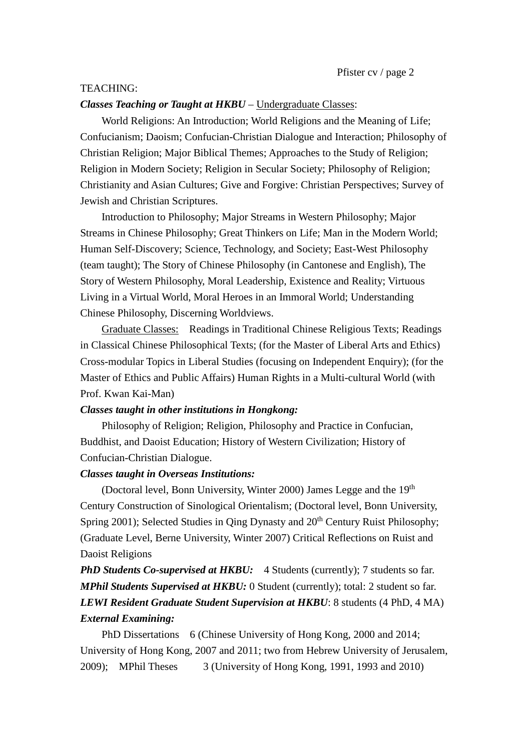TEACHING:

***Classes Teaching or Taught at HKBU*** – Undergraduate Classes:

World Religions: An Introduction; World Religions and the Meaning of Life; Confucianism; Daoism; Confucian-Christian Dialogue and Interaction; Philosophy of Christian Religion; Major Biblical Themes; Approaches to the Study of Religion; Religion in Modern Society; Religion in Secular Society; Philosophy of Religion; Christianity and Asian Cultures; Give and Forgive: Christian Perspectives; Survey of Jewish and Christian Scriptures.

Introduction to Philosophy; Major Streams in Western Philosophy; Major Streams in Chinese Philosophy; Great Thinkers on Life; Man in the Modern World; Human Self-Discovery; Science, Technology, and Society; East-West Philosophy (team taught); The Story of Chinese Philosophy (in Cantonese and English), The Story of Western Philosophy, Moral Leadership, Existence and Reality; Virtuous Living in a Virtual World, Moral Heroes in an Immoral World; Understanding Chinese Philosophy, Discerning Worldviews.

Graduate Classes: Readings in Traditional Chinese Religious Texts; Readings in Classical Chinese Philosophical Texts; (for the Master of Liberal Arts and Ethics) Cross-modular Topics in Liberal Studies (focusing on Independent Enquiry); (for the Master of Ethics and Public Affairs) Human Rights in a Multi-cultural World (with Prof. Kwan Kai-Man)

***Classes taught in other institutions in Hongkong:***

Philosophy of Religion; Religion, Philosophy and Practice in Confucian, Buddhist, and Daoist Education; History of Western Civilization; History of Confucian-Christian Dialogue.

***Classes taught in Overseas Institutions:***

(Doctoral level, Bonn University, Winter 2000) James Legge and the 19th Century Construction of Sinological Orientalism; (Doctoral level, Bonn University, Spring 2001); Selected Studies in Qing Dynasty and 20th Century Ruist Philosophy; (Graduate Level, Berne University, Winter 2007) Critical Reflections on Ruist and Daoist Religions

***PhD Students Co-supervised at HKBU:*** 4 Students (currently); 7 students so far.

***MPhil Students Supervised at HKBU:*** 0 Student (currently); total: 2 student so far.

***LEWI Resident Graduate Student Supervision at HKBU***: 8 students (4 PhD, 4 MA)

***External Examining:***

PhD Dissertations 6 (Chinese University of Hong Kong, 2000 and 2014; University of Hong Kong, 2007 and 2011; two from Hebrew University of Jerusalem, 2009); MPhil Theses 3 (University of Hong Kong, 1991, 1993 and 2010)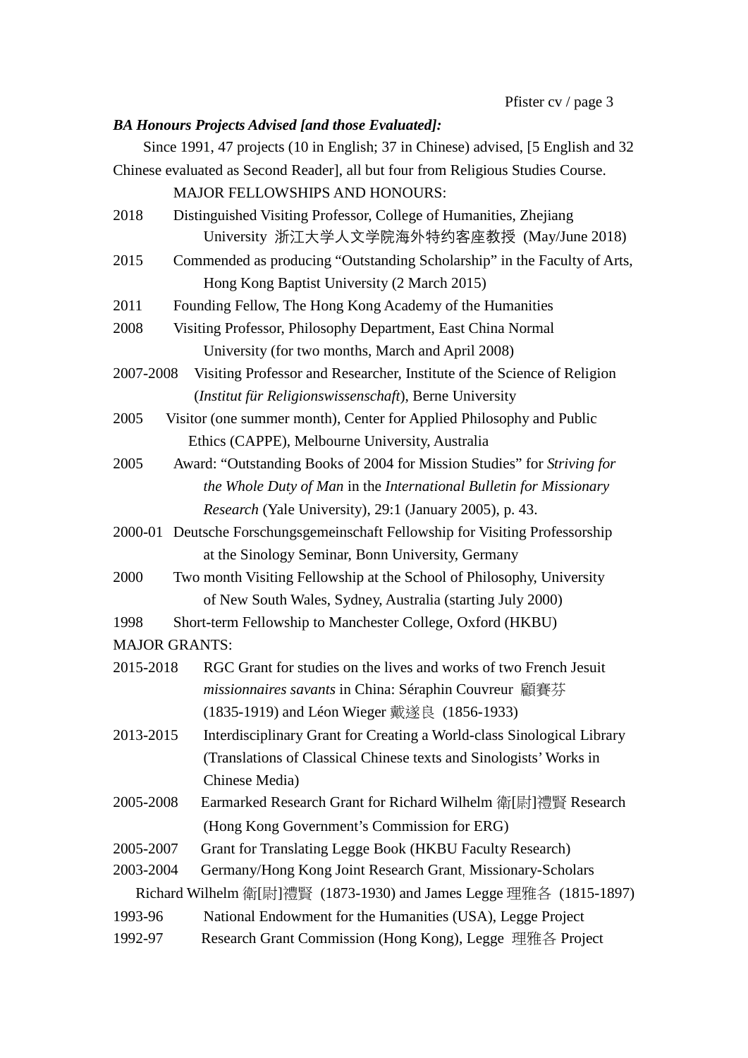***BA Honours Projects Advised [and those Evaluated]:***

Since 1991, 47 projects (10 in English; 37 in Chinese) advised, [5 English and 32 Chinese evaluated as Second Reader], all but four from Religious Studies Course.

MAJOR FELLOWSHIPS AND HONOURS:

2018 Distinguished Visiting Professor, College of Humanities, Zhejiang University 浙江大学人文学院海外特约客座教授 (May/June 2018)

2015 Commended as producing "Outstanding Scholarship" in the Faculty of Arts, Hong Kong Baptist University (2 March 2015)

2011 Founding Fellow, The Hong Kong Academy of the Humanities

2008 Visiting Professor, Philosophy Department, East China Normal University (for two months, March and April 2008)

2007-2008 Visiting Professor and Researcher, Institute of the Science of Religion (*Institut für Religionswissenschaft*), Berne University

2005 Visitor (one summer month), Center for Applied Philosophy and Public Ethics (CAPPE), Melbourne University, Australia

2005 Award: "Outstanding Books of 2004 for Mission Studies" for *Striving for the Whole Duty of Man* in the *International Bulletin for Missionary Research* (Yale University), 29:1 (January 2005), p. 43.

2000-01 Deutsche Forschungsgemeinschaft Fellowship for Visiting Professorship at the Sinology Seminar, Bonn University, Germany

2000 Two month Visiting Fellowship at the School of Philosophy, University of New South Wales, Sydney, Australia (starting July 2000)

1998 Short-term Fellowship to Manchester College, Oxford (HKBU)

MAJOR GRANTS:

2015-2018 RGC Grant for studies on the lives and works of two French Jesuit *missionnaires savants* in China: Séraphin Couvreur 顧賽芬 (1835-1919) and Léon Wieger 戴遂良 (1856-1933)

2013-2015 Interdisciplinary Grant for Creating a World-class Sinological Library (Translations of Classical Chinese texts and Sinologists' Works in Chinese Media)

2005-2008 Earmarked Research Grant for Richard Wilhelm 衛[尉]禮賢 Research (Hong Kong Government's Commission for ERG)

2005-2007 Grant for Translating Legge Book (HKBU Faculty Research)

2003-2004 Germany/Hong Kong Joint Research Grant, Missionary-Scholars Richard Wilhelm 衛[尉]禮賢 (1873-1930) and James Legge 理雅各 (1815-1897)

1993-96 National Endowment for the Humanities (USA), Legge Project

1992-97 Research Grant Commission (Hong Kong), Legge 理雅各 Project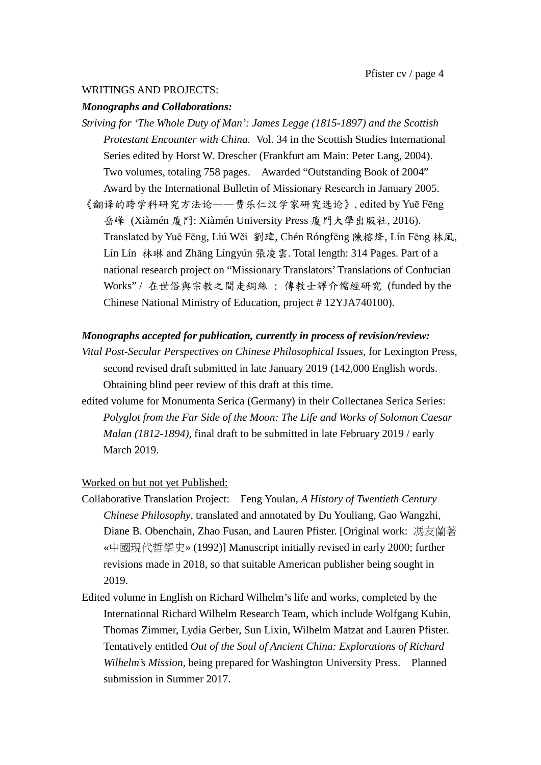WRITINGS AND PROJECTS:

***Monographs and Collaborations:***

*Striving for 'The Whole Duty of Man': James Legge (1815-1897) and the Scottish Protestant Encounter with China.* Vol. 34 in the Scottish Studies International Series edited by Horst W. Drescher (Frankfurt am Main: Peter Lang, 2004). Two volumes, totaling 758 pages. Awarded "Outstanding Book of 2004" Award by the International Bulletin of Missionary Research in January 2005.

《翻译的跨学科研究方法论——费乐仁汉学家研究选论》, edited by Yuē Fēng 岳峰 (Xiàmén 廈門: Xiàmén University Press 廈門大學出版社, 2016). Translated by Yuē Fēng, Liú Wěi 劉瑋, Chén Róngfēng 陳榕烽, Lín Fēng 林風, Lín Lín 林琳 and Zhāng Língyún 張凌雲. Total length: 314 Pages. Part of a national research project on "Missionary Translators' Translations of Confucian Works" / 在世俗與宗教之間走鋼絲 ： 傳教士譯介儒經研究 (funded by the Chinese National Ministry of Education, project # 12YJA740100).

***Monographs accepted for publication, currently in process of revision/review:***

*Vital Post-Secular Perspectives on Chinese Philosophical Issues*, for Lexington Press, second revised draft submitted in late January 2019 (142,000 English words. Obtaining blind peer review of this draft at this time.

edited volume for Monumenta Serica (Germany) in their Collectanea Serica Series: *Polyglot from the Far Side of the Moon: The Life and Works of Solomon Caesar Malan (1812-1894)*, final draft to be submitted in late February 2019 / early March 2019.

<u>Worked on but not yet Published:</u>

Collaborative Translation Project: Feng Youlan, *A History of Twentieth Century Chinese Philosophy*, translated and annotated by Du Youliang, Gao Wangzhi, Diane B. Obenchain, Zhao Fusan, and Lauren Pfister. [Original work: 馮友蘭著 «中國現代哲學史» (1992)] Manuscript initially revised in early 2000; further revisions made in 2018, so that suitable American publisher being sought in 2019.

Edited volume in English on Richard Wilhelm's life and works, completed by the International Richard Wilhelm Research Team, which include Wolfgang Kubin, Thomas Zimmer, Lydia Gerber, Sun Lixin, Wilhelm Matzat and Lauren Pfister. Tentatively entitled *Out of the Soul of Ancient China: Explorations of Richard Wilhelm's Mission*, being prepared for Washington University Press. Planned submission in Summer 2017.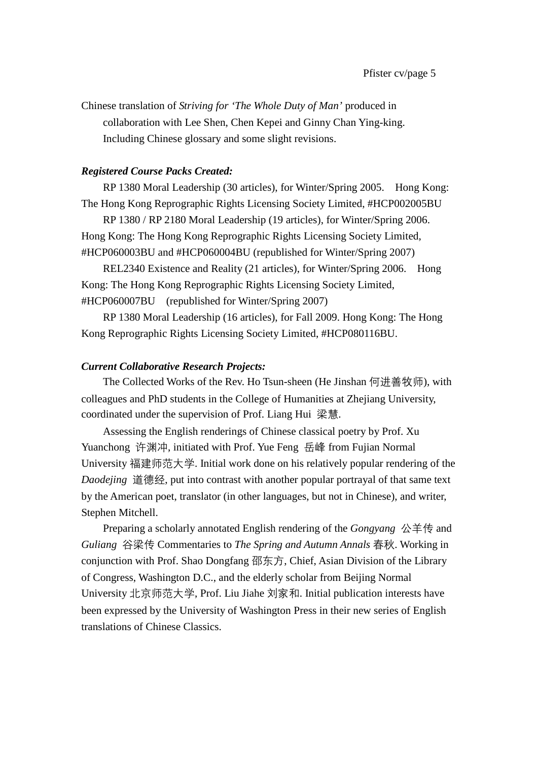Chinese translation of *Striving for 'The Whole Duty of Man'* produced in collaboration with Lee Shen, Chen Kepei and Ginny Chan Ying-king. Including Chinese glossary and some slight revisions.

***Registered Course Packs Created:***

RP 1380 Moral Leadership (30 articles), for Winter/Spring 2005. Hong Kong: The Hong Kong Reprographic Rights Licensing Society Limited, #HCP002005BU

RP 1380 / RP 2180 Moral Leadership (19 articles), for Winter/Spring 2006. Hong Kong: The Hong Kong Reprographic Rights Licensing Society Limited, #HCP060003BU and #HCP060004BU (republished for Winter/Spring 2007)

REL2340 Existence and Reality (21 articles), for Winter/Spring 2006. Hong Kong: The Hong Kong Reprographic Rights Licensing Society Limited, #HCP060007BU (republished for Winter/Spring 2007)

RP 1380 Moral Leadership (16 articles), for Fall 2009. Hong Kong: The Hong Kong Reprographic Rights Licensing Society Limited, #HCP080116BU.

***Current Collaborative Research Projects:***

The Collected Works of the Rev. Ho Tsun-sheen (He Jinshan 何进善牧师), with colleagues and PhD students in the College of Humanities at Zhejiang University, coordinated under the supervision of Prof. Liang Hui 梁慧.

Assessing the English renderings of Chinese classical poetry by Prof. Xu Yuanchong 许渊冲, initiated with Prof. Yue Feng 岳峰 from Fujian Normal University 福建师范大学. Initial work done on his relatively popular rendering of the *Daodejing* 道德经, put into contrast with another popular portrayal of that same text by the American poet, translator (in other languages, but not in Chinese), and writer, Stephen Mitchell.

Preparing a scholarly annotated English rendering of the *Gongyang* 公羊传 and *Guliang* 谷梁传 Commentaries to *The Spring and Autumn Annals* 春秋. Working in conjunction with Prof. Shao Dongfang 邵东方, Chief, Asian Division of the Library of Congress, Washington D.C., and the elderly scholar from Beijing Normal University 北京师范大学, Prof. Liu Jiahe 刘家和. Initial publication interests have been expressed by the University of Washington Press in their new series of English translations of Chinese Classics.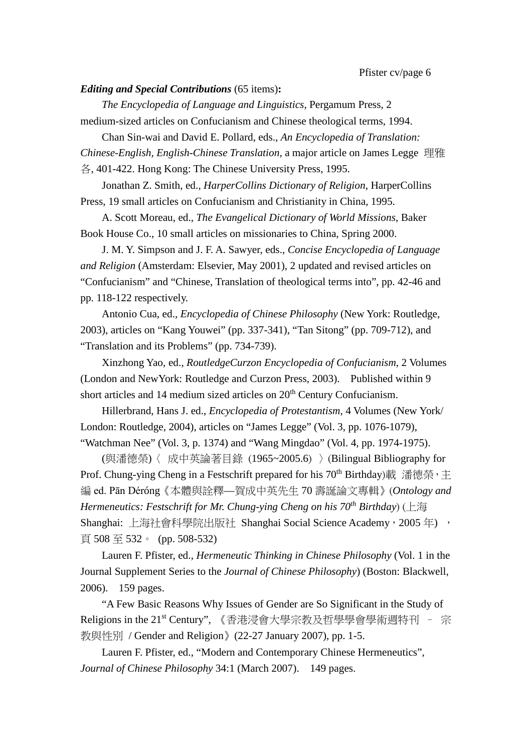***Editing and Special Contributions*** (65 items)**:**

*The Encyclopedia of Language and Linguistics*, Pergamum Press, 2 medium-sized articles on Confucianism and Chinese theological terms, 1994.

Chan Sin-wai and David E. Pollard, eds., *An Encyclopedia of Translation: Chinese-English, English-Chinese Translation*, a major article on James Legge 理雅各, 401-422. Hong Kong: The Chinese University Press, 1995.

Jonathan Z. Smith, ed., *HarperCollins Dictionary of Religion*, HarperCollins Press, 19 small articles on Confucianism and Christianity in China, 1995.

A. Scott Moreau, ed., *The Evangelical Dictionary of World Missions*, Baker Book House Co., 10 small articles on missionaries to China, Spring 2000.

J. M. Y. Simpson and J. F. A. Sawyer, eds., *Concise Encyclopedia of Language and Religion* (Amsterdam: Elsevier, May 2001), 2 updated and revised articles on "Confucianism" and "Chinese, Translation of theological terms into", pp. 42-46 and pp. 118-122 respectively.

Antonio Cua, ed., *Encyclopedia of Chinese Philosophy* (New York: Routledge, 2003), articles on "Kang Youwei" (pp. 337-341), "Tan Sitong" (pp. 709-712), and "Translation and its Problems" (pp. 734-739).

Xinzhong Yao, ed., *RoutledgeCurzon Encyclopedia of Confucianism*, 2 Volumes (London and NewYork: Routledge and Curzon Press, 2003). Published within 9 short articles and 14 medium sized articles on 20th Century Confucianism.

Hillerbrand, Hans J. ed., *Encyclopedia of Protestantism*, 4 Volumes (New York/ London: Routledge, 2004), articles on "James Legge" (Vol. 3, pp. 1076-1079), "Watchman Nee" (Vol. 3, p. 1374) and "Wang Mingdao" (Vol. 4, pp. 1974-1975).

(與潘德榮)〈 成中英論著目錄 (1965~2005.6) 〉(Bilingual Bibliography for Prof. Chung-ying Cheng in a Festschrift prepared for his 70th Birthday)載 潘德榮，主編 ed. Pān Déróng《本體與詮釋—賀成中英先生 70 壽誕論文專輯》(*Ontology and Hermeneutics: Festschrift for Mr. Chung-ying Cheng on his 70th Birthday*) (上海 Shanghai: 上海社會科學院出版社 Shanghai Social Science Academy，2005 年) ，頁 508 至 532。 (pp. 508-532)

Lauren F. Pfister, ed., *Hermeneutic Thinking in Chinese Philosophy* (Vol. 1 in the Journal Supplement Series to the *Journal of Chinese Philosophy*) (Boston: Blackwell, 2006). 159 pages.

"A Few Basic Reasons Why Issues of Gender are So Significant in the Study of Religions in the 21st Century", 《香港浸會大學宗教及哲學學會學術週特刊 – 宗教與性別 / Gender and Religion》(22-27 January 2007), pp. 1-5.

Lauren F. Pfister, ed., "Modern and Contemporary Chinese Hermeneutics", *Journal of Chinese Philosophy* 34:1 (March 2007). 149 pages.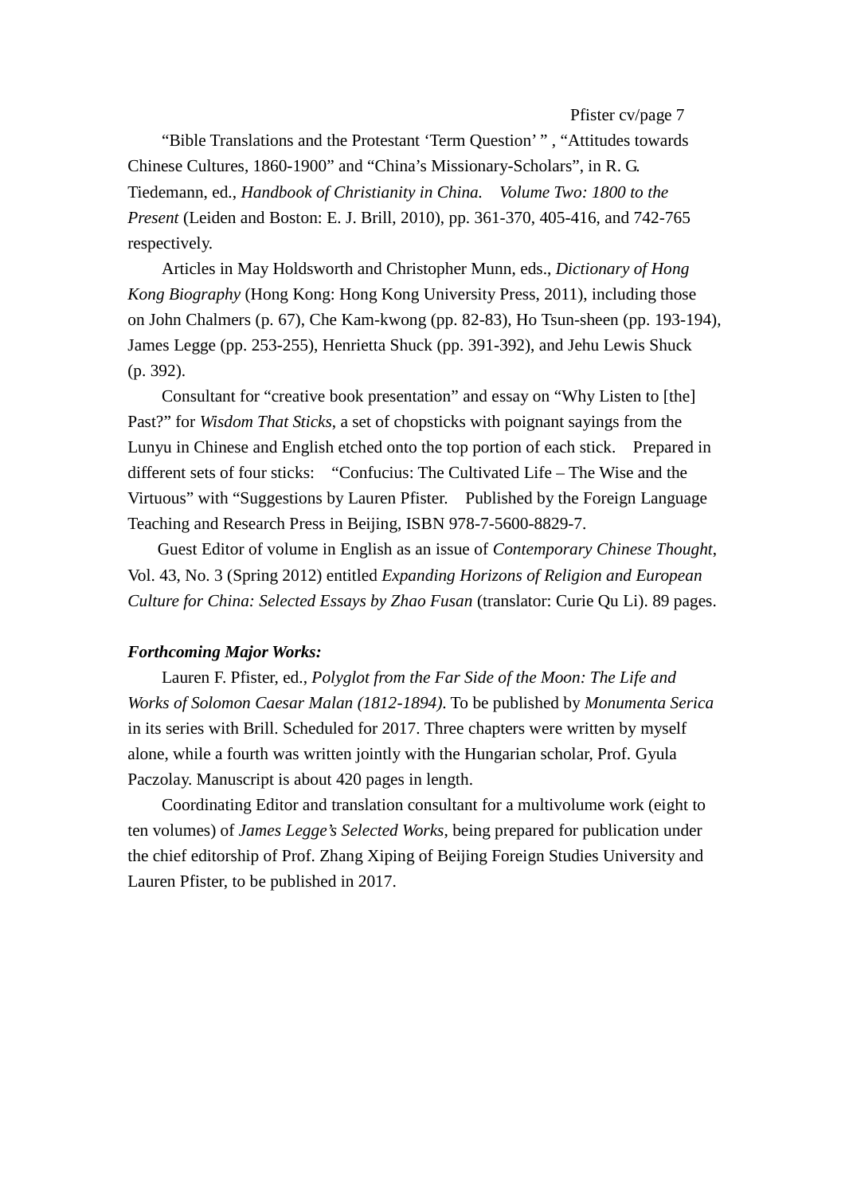"Bible Translations and the Protestant 'Term Question' " , "Attitudes towards Chinese Cultures, 1860-1900" and "China's Missionary-Scholars", in R. G. Tiedemann, ed., *Handbook of Christianity in China. Volume Two: 1800 to the Present* (Leiden and Boston: E. J. Brill, 2010), pp. 361-370, 405-416, and 742-765 respectively.

Articles in May Holdsworth and Christopher Munn, eds., *Dictionary of Hong Kong Biography* (Hong Kong: Hong Kong University Press, 2011), including those on John Chalmers (p. 67), Che Kam-kwong (pp. 82-83), Ho Tsun-sheen (pp. 193-194), James Legge (pp. 253-255), Henrietta Shuck (pp. 391-392), and Jehu Lewis Shuck (p. 392).

Consultant for "creative book presentation" and essay on "Why Listen to [the] Past?" for *Wisdom That Sticks*, a set of chopsticks with poignant sayings from the Lunyu in Chinese and English etched onto the top portion of each stick. Prepared in different sets of four sticks: "Confucius: The Cultivated Life – The Wise and the Virtuous" with "Suggestions by Lauren Pfister. Published by the Foreign Language Teaching and Research Press in Beijing, ISBN 978-7-5600-8829-7.

Guest Editor of volume in English as an issue of *Contemporary Chinese Thought*, Vol. 43, No. 3 (Spring 2012) entitled *Expanding Horizons of Religion and European Culture for China: Selected Essays by Zhao Fusan* (translator: Curie Qu Li). 89 pages.

***Forthcoming Major Works:***

Lauren F. Pfister, ed., *Polyglot from the Far Side of the Moon: The Life and Works of Solomon Caesar Malan (1812-1894)*. To be published by *Monumenta Serica* in its series with Brill. Scheduled for 2017. Three chapters were written by myself alone, while a fourth was written jointly with the Hungarian scholar, Prof. Gyula Paczolay. Manuscript is about 420 pages in length.

Coordinating Editor and translation consultant for a multivolume work (eight to ten volumes) of *James Legge's Selected Works*, being prepared for publication under the chief editorship of Prof. Zhang Xiping of Beijing Foreign Studies University and Lauren Pfister, to be published in 2017.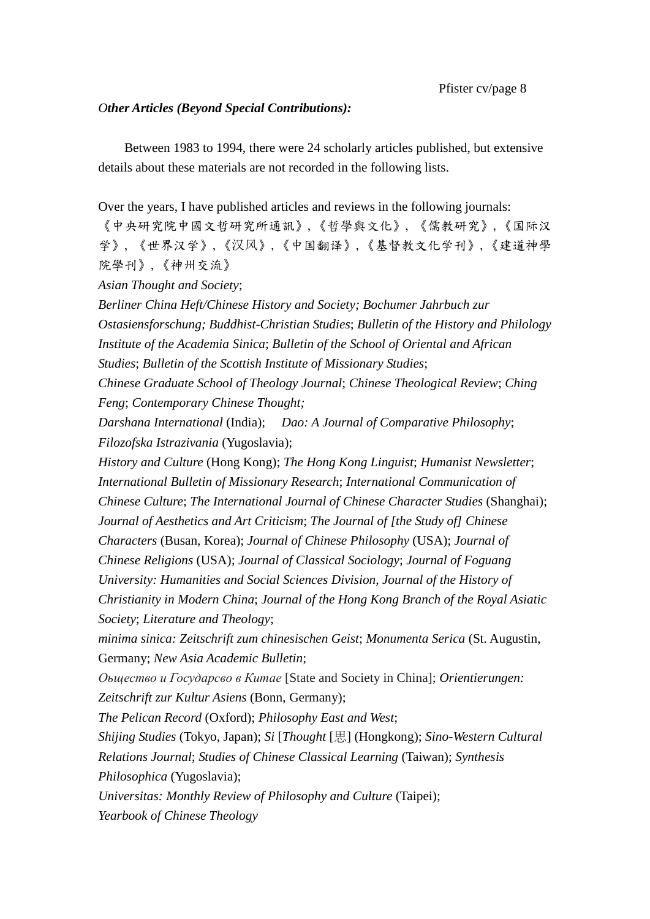***Other Articles (Beyond Special Contributions):***

Between 1983 to 1994, there were 24 scholarly articles published, but extensive details about these materials are not recorded in the following lists.

Over the years, I have published articles and reviews in the following journals: 《中央研究院中國文哲研究所通訊》,《哲學與文化》, 《儒教研究》,《国际汉学》, 《世界汉学》,《汉风》,《中国翻译》,《基督教文化学刊》,《建道神學院學刊》,《神州交流》
*Asian Thought and Society*;
*Berliner China Heft/Chinese History and Society; Bochumer Jahrbuch zur Ostasiensforschung; Buddhist-Christian Studies*; *Bulletin of the History and Philology Institute of the Academia Sinica*; *Bulletin of the School of Oriental and African Studies*; *Bulletin of the Scottish Institute of Missionary Studies*;
*Chinese Graduate School of Theology Journal*; *Chinese Theological Review*; *Ching Feng*; *Contemporary Chinese Thought;*
*Darshana International* (India); *Dao: A Journal of Comparative Philosophy*; *Filozofska Istrazivania* (Yugoslavia);
*History and Culture* (Hong Kong); *The Hong Kong Linguist*; *Humanist Newsletter*; *International Bulletin of Missionary Research*; *International Communication of Chinese Culture*; *The International Journal of Chinese Character Studies* (Shanghai); *Journal of Aesthetics and Art Criticism*; *The Journal of [the Study of] Chinese Characters* (Busan, Korea); *Journal of Chinese Philosophy* (USA); *Journal of Chinese Religions* (USA); *Journal of Classical Sociology*; *Journal of Foguang University: Humanities and Social Sciences Division, Journal of the History of Christianity in Modern China*; *Journal of the Hong Kong Branch of the Royal Asiatic Society*; *Literature and Theology*;
*minima sinica: Zeitschrift zum chinesischen Geist*; *Monumenta Serica* (St. Augustin, Germany; *New Asia Academic Bulletin*;
*Оьщество и Государсво в Китае* [State and Society in China]; *Orientierungen: Zeitschrift zur Kultur Asiens* (Bonn, Germany);
*The Pelican Record* (Oxford); *Philosophy East and West*;
*Shijing Studies* (Tokyo, Japan); *Si* [*Thought* [思] (Hongkong); *Sino-Western Cultural Relations Journal*; *Studies of Chinese Classical Learning* (Taiwan); *Synthesis Philosophica* (Yugoslavia);
*Universitas: Monthly Review of Philosophy and Culture* (Taipei);
*Yearbook of Chinese Theology*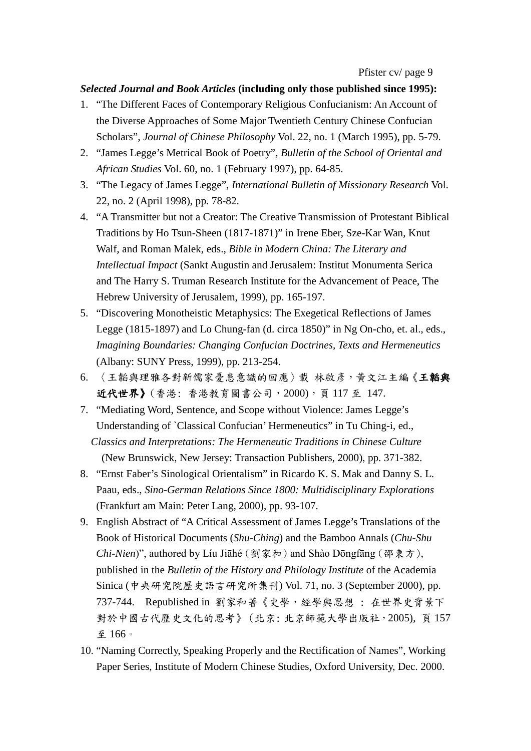***Selected Journal and Book Articles* (including only those published since 1995):**

1. "The Different Faces of Contemporary Religious Confucianism: An Account of the Diverse Approaches of Some Major Twentieth Century Chinese Confucian Scholars", *Journal of Chinese Philosophy* Vol. 22, no. 1 (March 1995), pp. 5-79.
2. "James Legge's Metrical Book of Poetry", *Bulletin of the School of Oriental and African Studies* Vol. 60, no. 1 (February 1997), pp. 64-85.
3. "The Legacy of James Legge", *International Bulletin of Missionary Research* Vol. 22, no. 2 (April 1998), pp. 78-82.
4. "A Transmitter but not a Creator: The Creative Transmission of Protestant Biblical Traditions by Ho Tsun-Sheen (1817-1871)" in Irene Eber, Sze-Kar Wan, Knut Walf, and Roman Malek, eds., *Bible in Modern China: The Literary and Intellectual Impact* (Sankt Augustin and Jerusalem: Institut Monumenta Serica and The Harry S. Truman Research Institute for the Advancement of Peace, The Hebrew University of Jerusalem, 1999), pp. 165-197.
5. "Discovering Monotheistic Metaphysics: The Exegetical Reflections of James Legge (1815-1897) and Lo Chung-fan (d. circa 1850)" in Ng On-cho, et. al., eds., *Imagining Boundaries: Changing Confucian Doctrines, Texts and Hermeneutics* (Albany: SUNY Press, 1999), pp. 213-254.
6. 〈王韜與理雅各對新儒家憂患意識的回應〉載 林啟彥，黃文江主編《**王韜與近代世界**》(香港: 香港教育圖書公司，2000)，頁 117 至 147.
7. "Mediating Word, Sentence, and Scope without Violence: James Legge's Understanding of `Classical Confucian' Hermeneutics" in Tu Ching-i, ed., *Classics and Interpretations: The Hermeneutic Traditions in Chinese Culture* (New Brunswick, New Jersey: Transaction Publishers, 2000), pp. 371-382.
8. "Ernst Faber's Sinological Orientalism" in Ricardo K. S. Mak and Danny S. L. Paau, eds., *Sino-German Relations Since 1800: Multidisciplinary Explorations* (Frankfurt am Main: Peter Lang, 2000), pp. 93-107.
9. English Abstract of "A Critical Assessment of James Legge's Translations of the Book of Historical Documents (*Shu-Ching*) and the Bamboo Annals (*Chu-Shu Chi-Nien*)", authored by Líu Jiāhé (劉家和) and Shào Dōngfāng (邵東方), published in the *Bulletin of the History and Philology Institute* of the Academia Sinica (中央研究院歷史語言研究所集刊) Vol. 71, no. 3 (September 2000), pp. 737-744. Republished in 劉家和著《史學，經學與思想 : 在世界史背景下對於中國古代歷史文化的思考》(北京: 北京師範大學出版社，2005), 頁 157 至 166。
10. "Naming Correctly, Speaking Properly and the Rectification of Names", Working Paper Series, Institute of Modern Chinese Studies, Oxford University, Dec. 2000.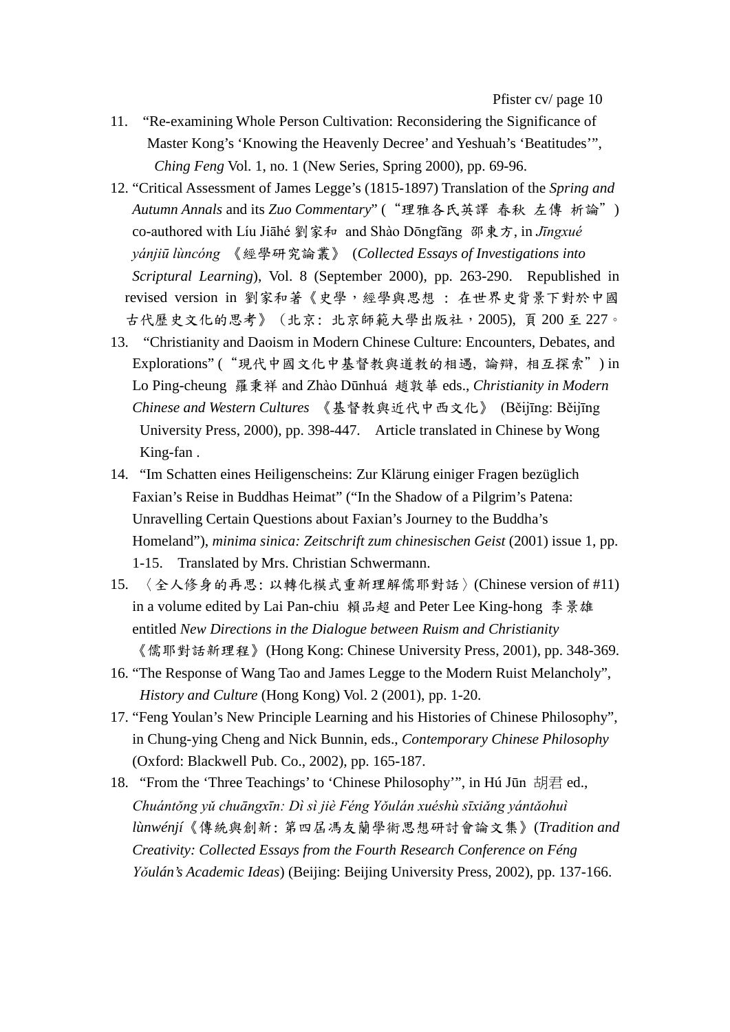11. "Re-examining Whole Person Cultivation: Reconsidering the Significance of Master Kong's 'Knowing the Heavenly Decree' and Yeshuah's 'Beatitudes'", *Ching Feng* Vol. 1, no. 1 (New Series, Spring 2000), pp. 69-96.

12. "Critical Assessment of James Legge's (1815-1897) Translation of the *Spring and Autumn Annals* and its *Zuo Commentary*" ("理雅各氏英譯 春秋 左傳 析論") co-authored with Líu Jiāhé 劉家和 and Shào Dōngfāng 邵東方, in *Jīngxué yánjiū lùncóng* 《經學研究論叢》 (*Collected Essays of Investigations into Scriptural Learning*), Vol. 8 (September 2000), pp. 263-290. Republished in revised version in 劉家和著《史學，經學與思想 : 在世界史背景下對於中國古代歷史文化的思考》（北京: 北京師範大學出版社，2005), 頁 200 至 227。

13. "Christianity and Daoism in Modern Chinese Culture: Encounters, Debates, and Explorations" ("現代中國文化中基督教與道教的相遇, 論辯, 相互探索") in Lo Ping-cheung 羅秉祥 and Zhào Dūnhuá 趙敦華 eds., *Christianity in Modern Chinese and Western Cultures* 《基督教與近代中西文化》 (Běijīng: Běijīng University Press, 2000), pp. 398-447. Article translated in Chinese by Wong King-fan .

14. "Im Schatten eines Heiligenscheins: Zur Klärung einiger Fragen bezüglich Faxian's Reise in Buddhas Heimat" ("In the Shadow of a Pilgrim's Patena: Unravelling Certain Questions about Faxian's Journey to the Buddha's Homeland"), *minima sinica: Zeitschrift zum chinesischen Geist* (2001) issue 1, pp. 1-15. Translated by Mrs. Christian Schwermann.

15. 〈全人修身的再思: 以轉化模式重新理解儒耶對話〉(Chinese version of #11) in a volume edited by Lai Pan-chiu 賴品超 and Peter Lee King-hong 李景雄 entitled *New Directions in the Dialogue between Ruism and Christianity* 《儒耶對話新理程》(Hong Kong: Chinese University Press, 2001), pp. 348-369.

16. "The Response of Wang Tao and James Legge to the Modern Ruist Melancholy", *History and Culture* (Hong Kong) Vol. 2 (2001), pp. 1-20.

17. "Feng Youlan's New Principle Learning and his Histories of Chinese Philosophy", in Chung-ying Cheng and Nick Bunnin, eds., *Contemporary Chinese Philosophy* (Oxford: Blackwell Pub. Co., 2002), pp. 165-187.

18. "From the 'Three Teachings' to 'Chinese Philosophy'", in Hú Jūn 胡君 ed., *Chuántǒng yǔ chuāngxīn: Dì sì jiè Féng Yǒulán xuéshù sīxiǎng yántǎohuì lùnwénjí*《傳統與創新: 第四屆馮友蘭學術思想研討會論文集》(*Tradition and Creativity: Collected Essays from the Fourth Research Conference on Féng Yǒulán's Academic Ideas*) (Beijing: Beijing University Press, 2002), pp. 137-166.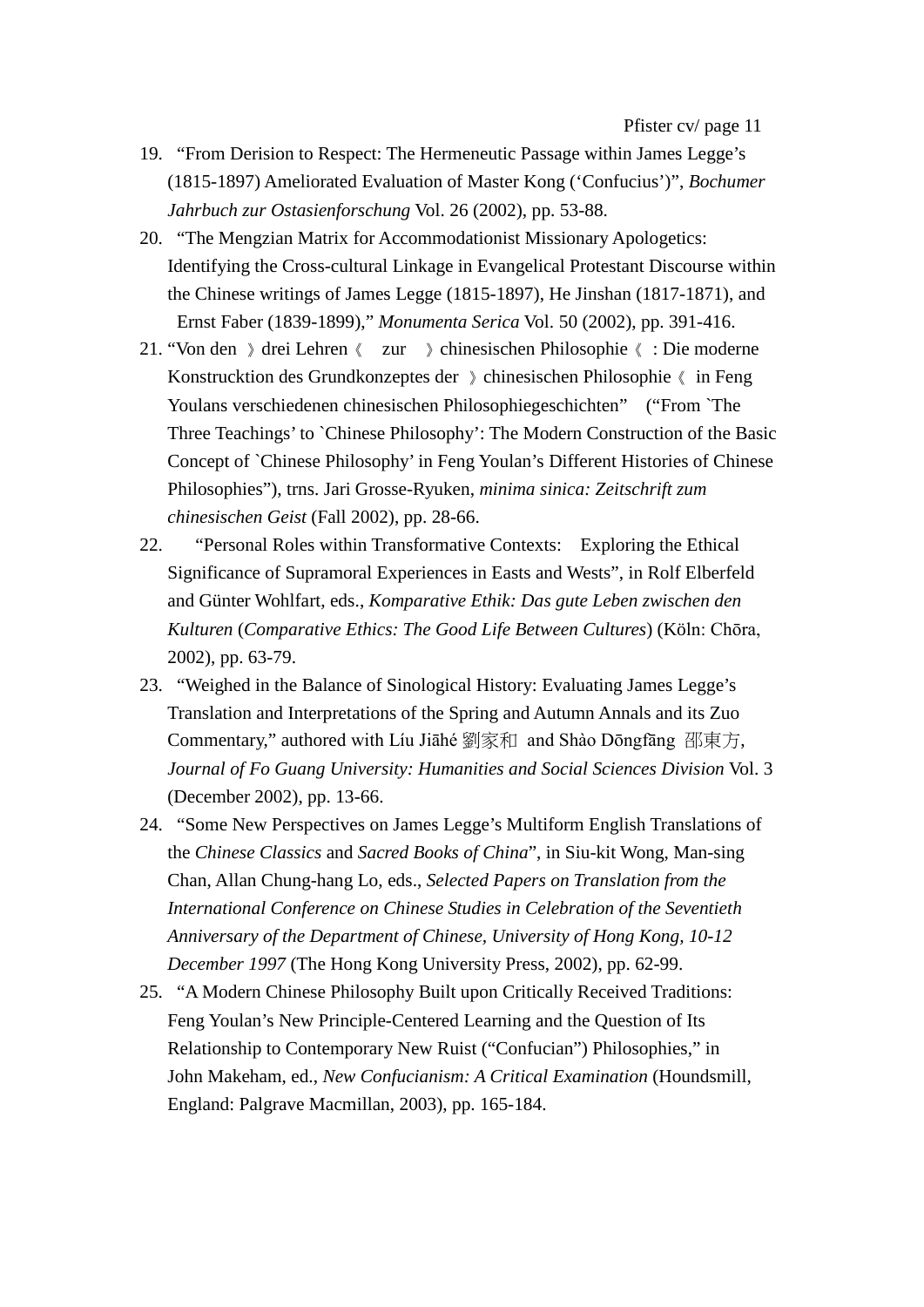19. "From Derision to Respect: The Hermeneutic Passage within James Legge's (1815-1897) Ameliorated Evaluation of Master Kong ('Confucius')", *Bochumer Jahrbuch zur Ostasienforschung* Vol. 26 (2002), pp. 53-88.
20. "The Mengzian Matrix for Accommodationist Missionary Apologetics: Identifying the Cross-cultural Linkage in Evangelical Protestant Discourse within the Chinese writings of James Legge (1815-1897), He Jinshan (1817-1871), and Ernst Faber (1839-1899)," *Monumenta Serica* Vol. 50 (2002), pp. 391-416.
21. "Von den 》drei Lehren《 zur 》chinesischen Philosophie《: Die moderne Konstrucktion des Grundkonzeptes der 》chinesischen Philosophie《 in Feng Youlans verschiedenen chinesischen Philosophiegeschichten" ("From `The Three Teachings' to `Chinese Philosophy': The Modern Construction of the Basic Concept of `Chinese Philosophy' in Feng Youlan's Different Histories of Chinese Philosophies"), trns. Jari Grosse-Ryuken, *minima sinica: Zeitschrift zum chinesischen Geist* (Fall 2002), pp. 28-66.
22. "Personal Roles within Transformative Contexts: Exploring the Ethical Significance of Supramoral Experiences in Easts and Wests", in Rolf Elberfeld and Günter Wohlfart, eds., *Komparative Ethik: Das gute Leben zwischen den Kulturen* (*Comparative Ethics: The Good Life Between Cultures*) (Köln: Chōra, 2002), pp. 63-79.
23. "Weighed in the Balance of Sinological History: Evaluating James Legge's Translation and Interpretations of the Spring and Autumn Annals and its Zuo Commentary," authored with Líu Jiāhé 劉家和 and Shào Dōngfāng 邵東方, *Journal of Fo Guang University: Humanities and Social Sciences Division* Vol. 3 (December 2002), pp. 13-66.
24. "Some New Perspectives on James Legge's Multiform English Translations of the *Chinese Classics* and *Sacred Books of China*", in Siu-kit Wong, Man-sing Chan, Allan Chung-hang Lo, eds., *Selected Papers on Translation from the International Conference on Chinese Studies in Celebration of the Seventieth Anniversary of the Department of Chinese, University of Hong Kong, 10-12 December 1997* (The Hong Kong University Press, 2002), pp. 62-99.
25. "A Modern Chinese Philosophy Built upon Critically Received Traditions: Feng Youlan's New Principle-Centered Learning and the Question of Its Relationship to Contemporary New Ruist ("Confucian") Philosophies," in John Makeham, ed., *New Confucianism: A Critical Examination* (Houndsmill, England: Palgrave Macmillan, 2003), pp. 165-184.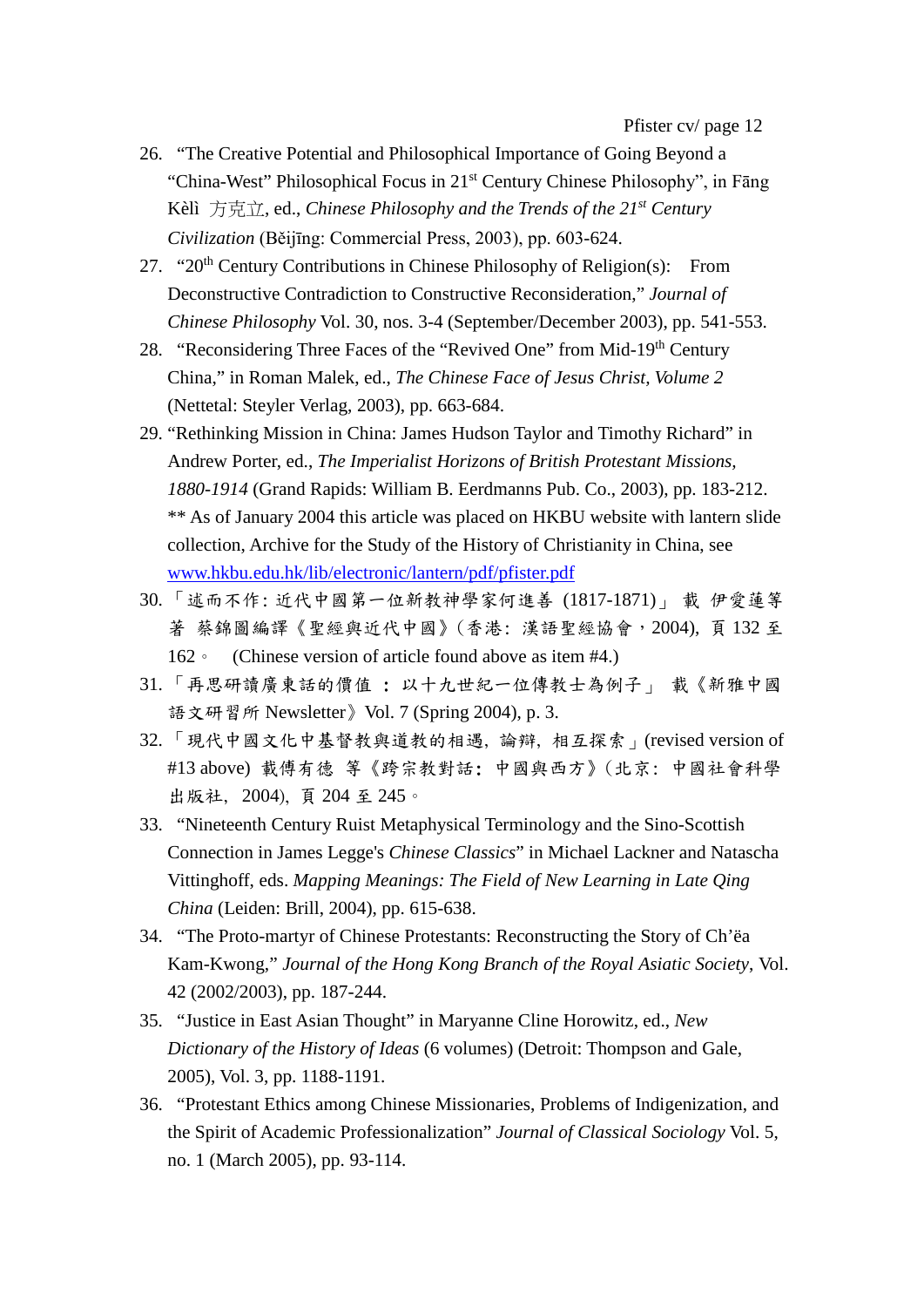26. “The Creative Potential and Philosophical Importance of Going Beyond a “China-West” Philosophical Focus in 21st Century Chinese Philosophy”, in Fāng Kèlì 方克立, ed., *Chinese Philosophy and the Trends of the 21st Century Civilization* (Běijīng: Commercial Press, 2003), pp. 603-624.
27. “20th Century Contributions in Chinese Philosophy of Religion(s): From Deconstructive Contradiction to Constructive Reconsideration,” *Journal of Chinese Philosophy* Vol. 30, nos. 3-4 (September/December 2003), pp. 541-553.
28. “Reconsidering Three Faces of the “Revived One” from Mid-19th Century China,” in Roman Malek, ed., *The Chinese Face of Jesus Christ, Volume 2* (Nettetal: Steyler Verlag, 2003), pp. 663-684.
29. “Rethinking Mission in China: James Hudson Taylor and Timothy Richard” in Andrew Porter, ed., *The Imperialist Horizons of British Protestant Missions, 1880-1914* (Grand Rapids: William B. Eerdmanns Pub. Co., 2003), pp. 183-212. ** As of January 2004 this article was placed on HKBU website with lantern slide collection, Archive for the Study of the History of Christianity in China, see [www.hkbu.edu.hk/lib/electronic/lantern/pdf/pfister.pdf](www.hkbu.edu.hk/lib/electronic/lantern/pdf/pfister.pdf)
30. 「述而不作: 近代中國第一位新教神學家何進善 (1817-1871)」 載 伊愛蓮等著 蔡錦圖編譯《聖經與近代中國》(香港: 漢語聖經協會，2004), 頁 132 至 162。 (Chinese version of article found above as item #4.)
31. 「再思研讀廣東話的價值 ：以十九世紀一位傳教士為例子」 載《新雅中國語文研習所 Newsletter》Vol. 7 (Spring 2004), p. 3.
32. 「現代中國文化中基督教與道教的相遇, 論辯, 相互探索」(revised version of #13 above) 載傅有德 等《跨宗教對話: 中國與西方》(北京: 中國社會科學出版社, 2004), 頁 204 至 245。
33. “Nineteenth Century Ruist Metaphysical Terminology and the Sino-Scottish Connection in James Legge's *Chinese Classics*” in Michael Lackner and Natascha Vittinghoff, eds. *Mapping Meanings: The Field of New Learning in Late Qing China* (Leiden: Brill, 2004), pp. 615-638.
34. “The Proto-martyr of Chinese Protestants: Reconstructing the Story of Ch’ëa Kam-Kwong,” *Journal of the Hong Kong Branch of the Royal Asiatic Society*, Vol. 42 (2002/2003), pp. 187-244.
35. “Justice in East Asian Thought” in Maryanne Cline Horowitz, ed., *New Dictionary of the History of Ideas* (6 volumes) (Detroit: Thompson and Gale, 2005), Vol. 3, pp. 1188-1191.
36. “Protestant Ethics among Chinese Missionaries, Problems of Indigenization, and the Spirit of Academic Professionalization” *Journal of Classical Sociology* Vol. 5, no. 1 (March 2005), pp. 93-114.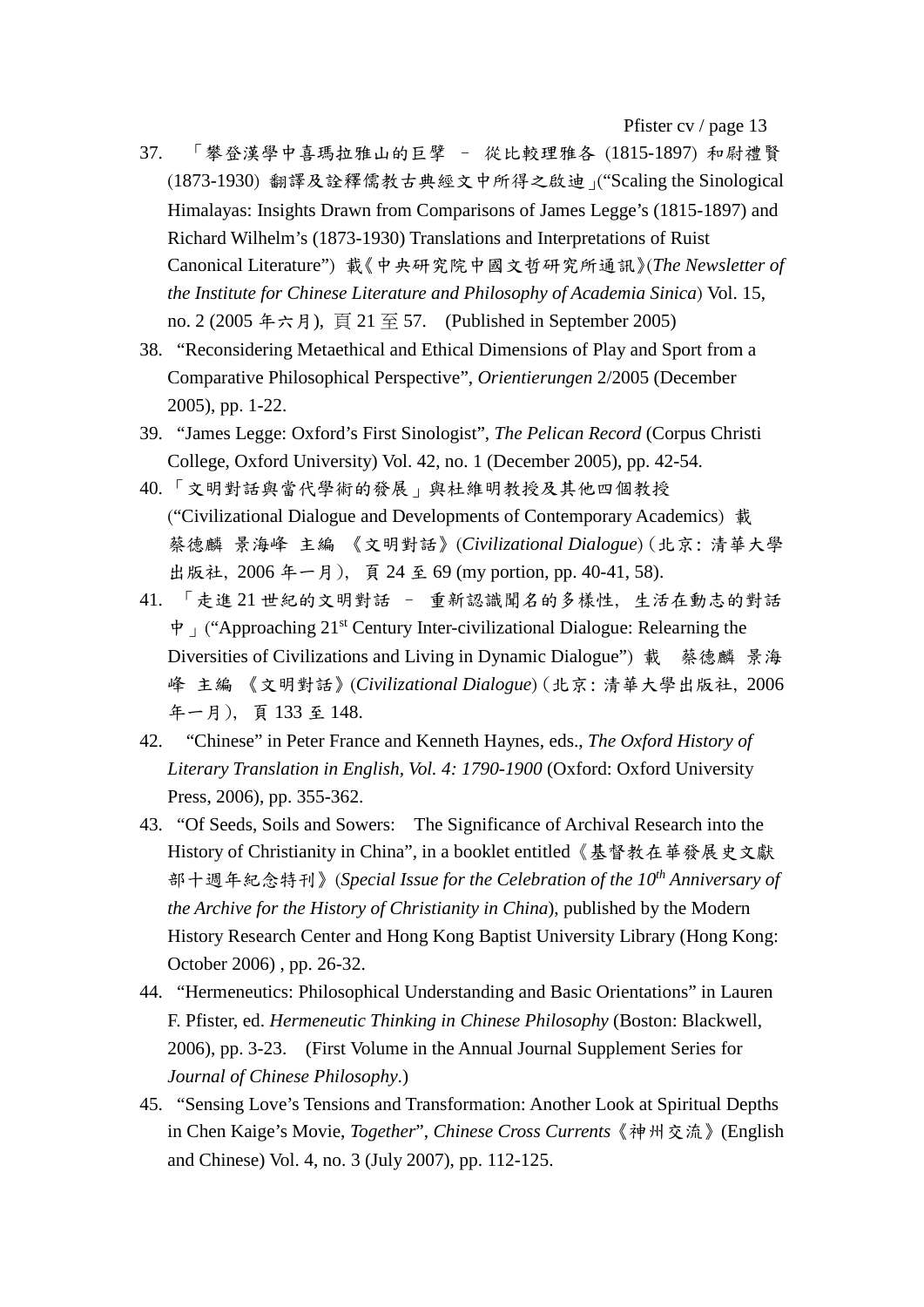37. 「攀登漢學中喜瑪拉雅山的巨擘 – 從比較理雅各 (1815-1897) 和尉禮賢 (1873-1930) 翻譯及詮釋儒教古典經文中所得之啟迪」(“Scaling the Sinological Himalayas: Insights Drawn from Comparisons of James Legge’s (1815-1897) and Richard Wilhelm’s (1873-1930) Translations and Interpretations of Ruist Canonical Literature”) 載《中央研究院中國文哲研究所通訊》(*The Newsletter of the Institute for Chinese Literature and Philosophy of Academia Sinica*) Vol. 15, no. 2 (2005 年六月), 頁 21 至 57. (Published in September 2005)
38. “Reconsidering Metaethical and Ethical Dimensions of Play and Sport from a Comparative Philosophical Perspective”, *Orientierungen* 2/2005 (December 2005), pp. 1-22.
39. “James Legge: Oxford’s First Sinologist”, *The Pelican Record* (Corpus Christi College, Oxford University) Vol. 42, no. 1 (December 2005), pp. 42-54.
40. 「文明對話與當代學術的發展」與杜維明教授及其他四個教授 (“Civilizational Dialogue and Developments of Contemporary Academics) 載 蔡德麟 景海峰 主編 《文明對話》(*Civilizational Dialogue*) (北京: 清華大學出版社, 2006 年一月), 頁 24 至 69 (my portion, pp. 40-41, 58).
41. 「走進 21 世紀的文明對話 – 重新認識聞名的多樣性, 生活在動志的對話中」(“Approaching 21st Century Inter-civilizational Dialogue: Relearning the Diversities of Civilizations and Living in Dynamic Dialogue”) 載 蔡德麟 景海峰 主編 《文明對話》(*Civilizational Dialogue*) (北京: 清華大學出版社, 2006 年一月), 頁 133 至 148.
42. “Chinese” in Peter France and Kenneth Haynes, eds., *The Oxford History of Literary Translation in English, Vol. 4: 1790-1900* (Oxford: Oxford University Press, 2006), pp. 355-362.
43. “Of Seeds, Soils and Sowers: The Significance of Archival Research into the History of Christianity in China”, in a booklet entitled《基督教在華發展史文獻部十週年紀念特刊》(*Special Issue for the Celebration of the 10th Anniversary of the Archive for the History of Christianity in China*), published by the Modern History Research Center and Hong Kong Baptist University Library (Hong Kong: October 2006) , pp. 26-32.
44. “Hermeneutics: Philosophical Understanding and Basic Orientations” in Lauren F. Pfister, ed. *Hermeneutic Thinking in Chinese Philosophy* (Boston: Blackwell, 2006), pp. 3-23. (First Volume in the Annual Journal Supplement Series for *Journal of Chinese Philosophy*.)
45. “Sensing Love’s Tensions and Transformation: Another Look at Spiritual Depths in Chen Kaige’s Movie, *Together*”, *Chinese Cross Currents*《神州交流》(English and Chinese) Vol. 4, no. 3 (July 2007), pp. 112-125.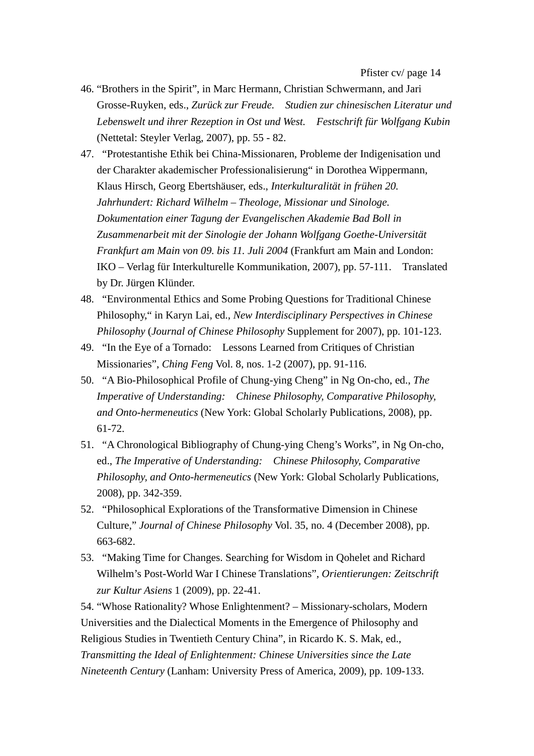46. “Brothers in the Spirit”, in Marc Hermann, Christian Schwermann, and Jari Grosse-Ruyken, eds., *Zurück zur Freude. Studien zur chinesischen Literatur und Lebenswelt und ihrer Rezeption in Ost und West. Festschrift für Wolfgang Kubin* (Nettetal: Steyler Verlag, 2007), pp. 55 - 82.
47. “Protestantishe Ethik bei China-Missionaren, Probleme der Indigenisation und der Charakter akademischer Professionalisierung“ in Dorothea Wippermann, Klaus Hirsch, Georg Ebertshäuser, eds., *Interkulturalität in frühen 20. Jahrhundert: Richard Wilhelm – Theologe, Missionar und Sinologe. Dokumentation einer Tagung der Evangelischen Akademie Bad Boll in Zusammenarbeit mit der Sinologie der Johann Wolfgang Goethe-Universität Frankfurt am Main von 09. bis 11. Juli 2004* (Frankfurt am Main and London: IKO – Verlag für Interkulturelle Kommunikation, 2007), pp. 57-111. Translated by Dr. Jürgen Klünder.
48. “Environmental Ethics and Some Probing Questions for Traditional Chinese Philosophy,“ in Karyn Lai, ed., *New Interdisciplinary Perspectives in Chinese Philosophy* (*Journal of Chinese Philosophy* Supplement for 2007), pp. 101-123.
49. “In the Eye of a Tornado: Lessons Learned from Critiques of Christian Missionaries”, *Ching Feng* Vol. 8, nos. 1-2 (2007), pp. 91-116.
50. “A Bio-Philosophical Profile of Chung-ying Cheng” in Ng On-cho, ed., *The Imperative of Understanding: Chinese Philosophy, Comparative Philosophy, and Onto-hermeneutics* (New York: Global Scholarly Publications, 2008), pp. 61-72.
51. “A Chronological Bibliography of Chung-ying Cheng’s Works”, in Ng On-cho, ed., *The Imperative of Understanding: Chinese Philosophy, Comparative Philosophy, and Onto-hermeneutics* (New York: Global Scholarly Publications, 2008), pp. 342-359.
52. “Philosophical Explorations of the Transformative Dimension in Chinese Culture,” *Journal of Chinese Philosophy* Vol. 35, no. 4 (December 2008), pp. 663-682.
53. “Making Time for Changes. Searching for Wisdom in Qohelet and Richard Wilhelm’s Post-World War I Chinese Translations”, *Orientierungen: Zeitschrift zur Kultur Asiens* 1 (2009), pp. 22-41.
54. “Whose Rationality? Whose Enlightenment? – Missionary-scholars, Modern Universities and the Dialectical Moments in the Emergence of Philosophy and Religious Studies in Twentieth Century China”, in Ricardo K. S. Mak, ed., *Transmitting the Ideal of Enlightenment: Chinese Universities since the Late Nineteenth Century* (Lanham: University Press of America, 2009), pp. 109-133.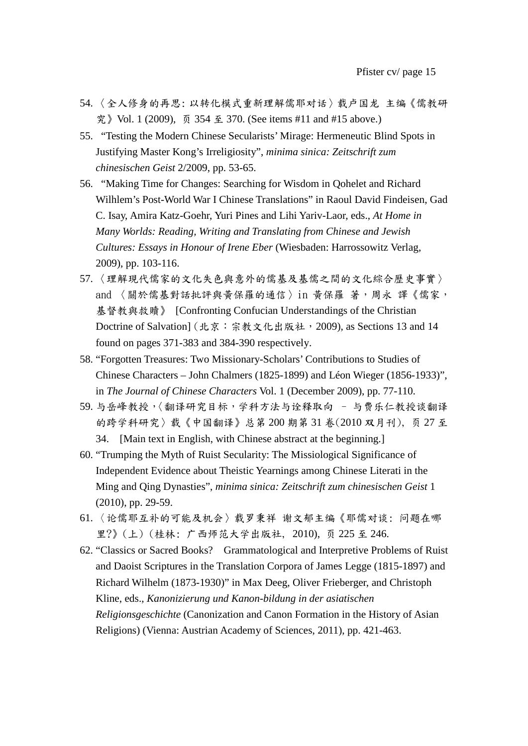54. 〈全人修身的再思: 以转化模式重新理解儒耶对话〉载卢国龙 主编《儒教研究》Vol. 1 (2009), 页 354 至 370. (See items #11 and #15 above.)
55. "Testing the Modern Chinese Secularists' Mirage: Hermeneutic Blind Spots in Justifying Master Kong's Irreligiosity", *minima sinica: Zeitschrift zum chinesischen Geist* 2/2009, pp. 53-65.
56. "Making Time for Changes: Searching for Wisdom in Qohelet and Richard Wilhlem's Post-World War I Chinese Translations" in Raoul David Findeisen, Gad C. Isay, Amira Katz-Goehr, Yuri Pines and Lihi Yariv-Laor, eds., *At Home in Many Worlds: Reading, Writing and Translating from Chinese and Jewish Cultures: Essays in Honour of Irene Eber* (Wiesbaden: Harrossowitz Verlag, 2009), pp. 103-116.
57. 〈理解現代儒家的文化失色與意外的儒基及基儒之間的文化綜合歷史事實〉 and 〈關於儒基對話批評與黃保羅的通信〉in 黃保羅 著，周永 譯《儒家，基督教與救贖》 [Confronting Confucian Understandings of the Christian Doctrine of Salvation] (北京：宗教文化出版社，2009), as Sections 13 and 14 found on pages 371-383 and 384-390 respectively.
58. "Forgotten Treasures: Two Missionary-Scholars' Contributions to Studies of Chinese Characters – John Chalmers (1825-1899) and Léon Wieger (1856-1933)", in *The Journal of Chinese Characters* Vol. 1 (December 2009), pp. 77-110.
59. 与岳峰教授,〈翻译研究目标，学科方法与诠释取向 – 与费乐仁教授谈翻译的跨学科研究〉载《中国翻译》总第 200 期第 31 卷(2010 双月刊), 页 27 至 34. [Main text in English, with Chinese abstract at the beginning.]
60. "Trumping the Myth of Ruist Secularity: The Missiological Significance of Independent Evidence about Theistic Yearnings among Chinese Literati in the Ming and Qing Dynasties", *minima sinica: Zeitschrift zum chinesischen Geist* 1 (2010), pp. 29-59.
61. 〈论儒耶互补的可能及机会〉载罗秉祥 谢文郁主编《耶儒对谈: 问题在哪里?》(上) (桂林: 广西师范大学出版社, 2010), 页 225 至 246.
62. "Classics or Sacred Books? Grammatological and Interpretive Problems of Ruist and Daoist Scriptures in the Translation Corpora of James Legge (1815-1897) and Richard Wilhelm (1873-1930)" in Max Deeg, Oliver Frieberger, and Christoph Kline, eds., *Kanonizierung und Kanon-bildung in der asiatischen Religionsgeschichte* (Canonization and Canon Formation in the History of Asian Religions) (Vienna: Austrian Academy of Sciences, 2011), pp. 421-463.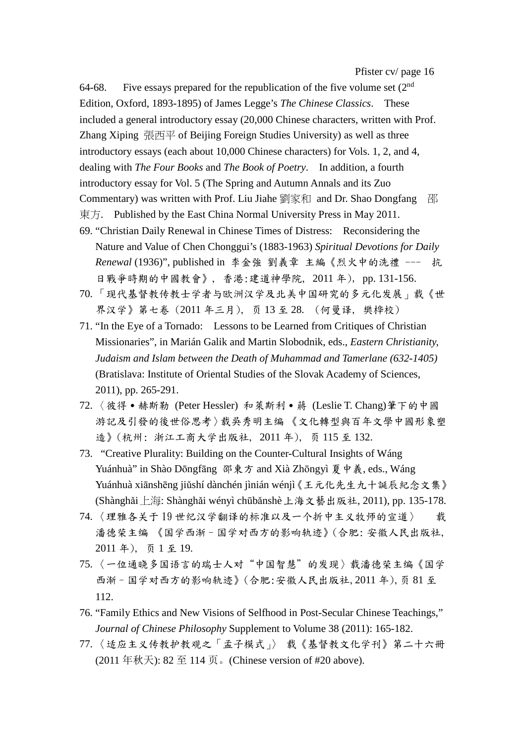64-68. Five essays prepared for the republication of the five volume set (2nd Edition, Oxford, 1893-1895) of James Legge's *The Chinese Classics*. These included a general introductory essay (20,000 Chinese characters, written with Prof. Zhang Xiping 張西平 of Beijing Foreign Studies University) as well as three introductory essays (each about 10,000 Chinese characters) for Vols. 1, 2, and 4, dealing with *The Four Books* and *The Book of Poetry*. In addition, a fourth introductory essay for Vol. 5 (The Spring and Autumn Annals and its Zuo Commentary) was written with Prof. Liu Jiahe 劉家和 and Dr. Shao Dongfang 邵東方. Published by the East China Normal University Press in May 2011.

69. "Christian Daily Renewal in Chinese Times of Distress: Reconsidering the Nature and Value of Chen Chonggui's (1883-1963) *Spiritual Devotions for Daily Renewal* (1936)", published in 李金強 劉義章 主編《烈火中的洗禮 --- 抗日戰爭時期的中國教會》, 香港:建道神學院, 2011 年), pp. 131-156.

70. 「现代基督教传教士学者与欧洲汉学及北美中国研究的多元化发展」载《世界汉学》第七卷（2011 年三月), 页 13 至 28. （何曼译, 樊桦校）

71. "In the Eye of a Tornado: Lessons to be Learned from Critiques of Christian Missionaries", in Marián Galik and Martin Slobodnik, eds., *Eastern Christianity, Judaism and Islam between the Death of Muhammad and Tamerlane (632-1405)* (Bratislava: Institute of Oriental Studies of the Slovak Academy of Sciences, 2011), pp. 265-291.

72. 〈彼得 • 赫斯勒 (Peter Hessler) 和萊斯利 • 蔣 (Leslie T. Chang)筆下的中國游記及引發的後世俗思考〉載吳秀明主編 《文化轉型與百年文學中國形象塑造》(杭州: 浙江工商大学出版社, 2011 年), 页 115 至 132.

73. "Creative Plurality: Building on the Counter-Cultural Insights of Wáng Yuánhuà" in Shào Dōngfāng 邵東方 and Xià Zhōngyì 夏中義, eds., Wáng Yuánhuà xiānshēng jiǔshí dànchén jìnián wénjì《王元化先生九十誕辰紀念文集》(Shànghǎi 上海: Shànghǎi wényì chūbǎnshè 上海文藝出版社, 2011), pp. 135-178.

74. 〈理雅各关于 19 世纪汉学翻译的标准以及一个折中主义牧师的宣道〉 载潘德荣主编 《国学西渐－国学对西方的影响轨迹》(合肥: 安徽人民出版社, 2011 年), 页 1 至 19.

75. 〈一位通晓多国语言的瑞士人对"中国智慧"的发现〉载潘德荣主编《国学西渐－国学对西方的影响轨迹》(合肥:安徽人民出版社, 2011 年), 页 81 至 112.

76. "Family Ethics and New Visions of Selfhood in Post-Secular Chinese Teachings," *Journal of Chinese Philosophy* Supplement to Volume 38 (2011): 165-182.

77. 〈适应主义传教护教观之「孟子模式」〉 载《基督教文化学刊》第二十六册 (2011 年秋天): 82 至 114 页。(Chinese version of #20 above).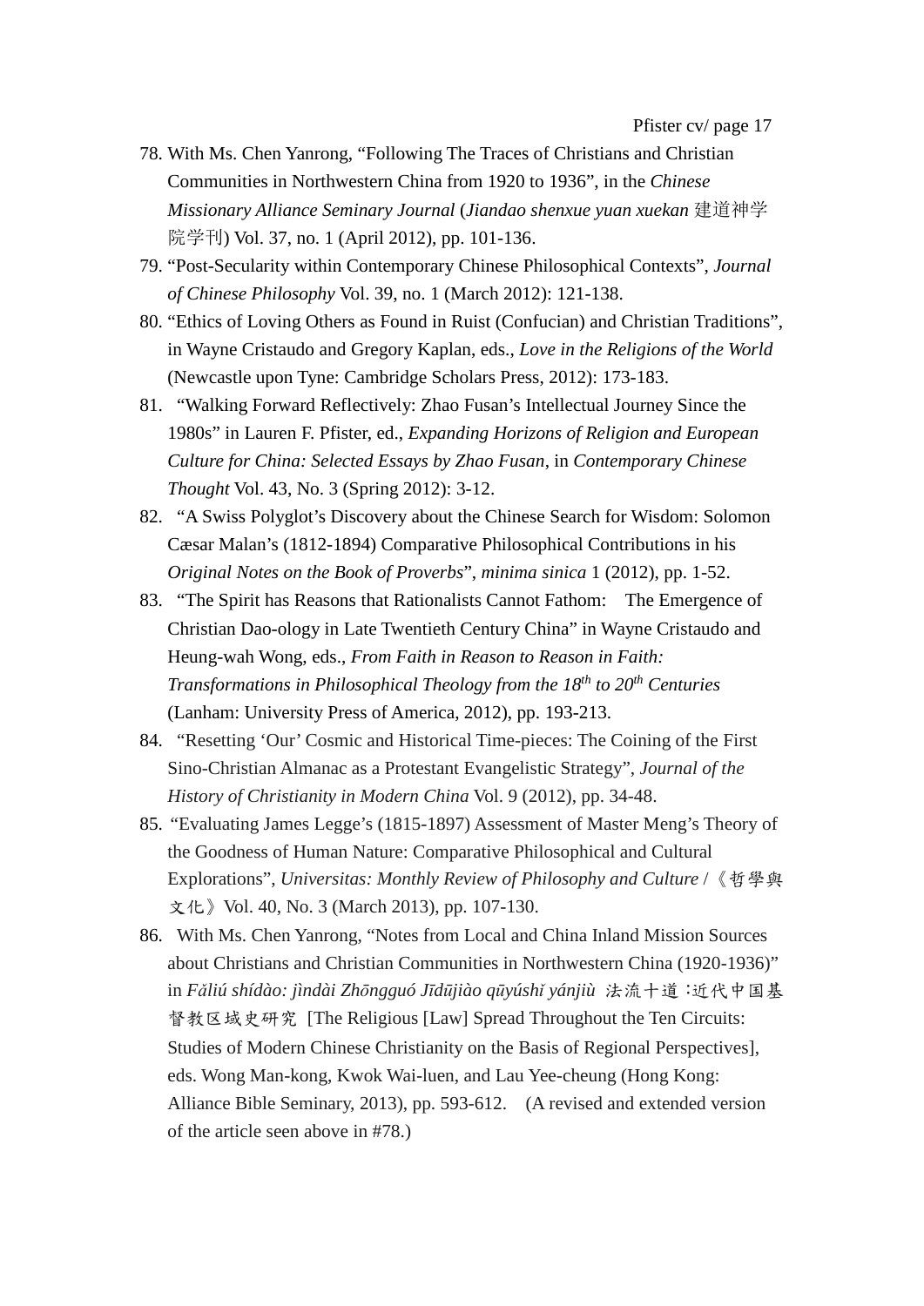78. With Ms. Chen Yanrong, “Following The Traces of Christians and Christian Communities in Northwestern China from 1920 to 1936”, in the *Chinese Missionary Alliance Seminary Journal* (*Jiandao shenxue yuan xuekan* 建道神学院学刊) Vol. 37, no. 1 (April 2012), pp. 101-136.
79. “Post-Secularity within Contemporary Chinese Philosophical Contexts”, *Journal of Chinese Philosophy* Vol. 39, no. 1 (March 2012): 121-138.
80. “Ethics of Loving Others as Found in Ruist (Confucian) and Christian Traditions”, in Wayne Cristaudo and Gregory Kaplan, eds., *Love in the Religions of the World* (Newcastle upon Tyne: Cambridge Scholars Press, 2012): 173-183.
81. “Walking Forward Reflectively: Zhao Fusan’s Intellectual Journey Since the 1980s” in Lauren F. Pfister, ed., *Expanding Horizons of Religion and European Culture for China: Selected Essays by Zhao Fusan*, in *Contemporary Chinese Thought* Vol. 43, No. 3 (Spring 2012): 3-12.
82. “A Swiss Polyglot’s Discovery about the Chinese Search for Wisdom: Solomon Cæsar Malan’s (1812-1894) Comparative Philosophical Contributions in his *Original Notes on the Book of Proverbs*”, *minima sinica* 1 (2012), pp. 1-52.
83. “The Spirit has Reasons that Rationalists Cannot Fathom: The Emergence of Christian Dao-ology in Late Twentieth Century China” in Wayne Cristaudo and Heung-wah Wong, eds., *From Faith in Reason to Reason in Faith: Transformations in Philosophical Theology from the 18th to 20th Centuries* (Lanham: University Press of America, 2012), pp. 193-213.
84. “Resetting ‘Our’ Cosmic and Historical Time-pieces: The Coining of the First Sino-Christian Almanac as a Protestant Evangelistic Strategy”, *Journal of the History of Christianity in Modern China* Vol. 9 (2012), pp. 34-48.
85. “Evaluating James Legge’s (1815-1897) Assessment of Master Meng’s Theory of the Goodness of Human Nature: Comparative Philosophical and Cultural Explorations”, *Universitas: Monthly Review of Philosophy and Culture* /《哲學與文化》Vol. 40, No. 3 (March 2013), pp. 107-130.
86. With Ms. Chen Yanrong, “Notes from Local and China Inland Mission Sources about Christians and Christian Communities in Northwestern China (1920-1936)” in *Fǎliú shídào: jìndài Zhōngguó Jīdūjiào qūyúshǐ yánjiù* 法流十道:近代中国基督教区域史研究 [The Religious [Law] Spread Throughout the Ten Circuits: Studies of Modern Chinese Christianity on the Basis of Regional Perspectives], eds. Wong Man-kong, Kwok Wai-luen, and Lau Yee-cheung (Hong Kong: Alliance Bible Seminary, 2013), pp. 593-612. (A revised and extended version of the article seen above in #78.)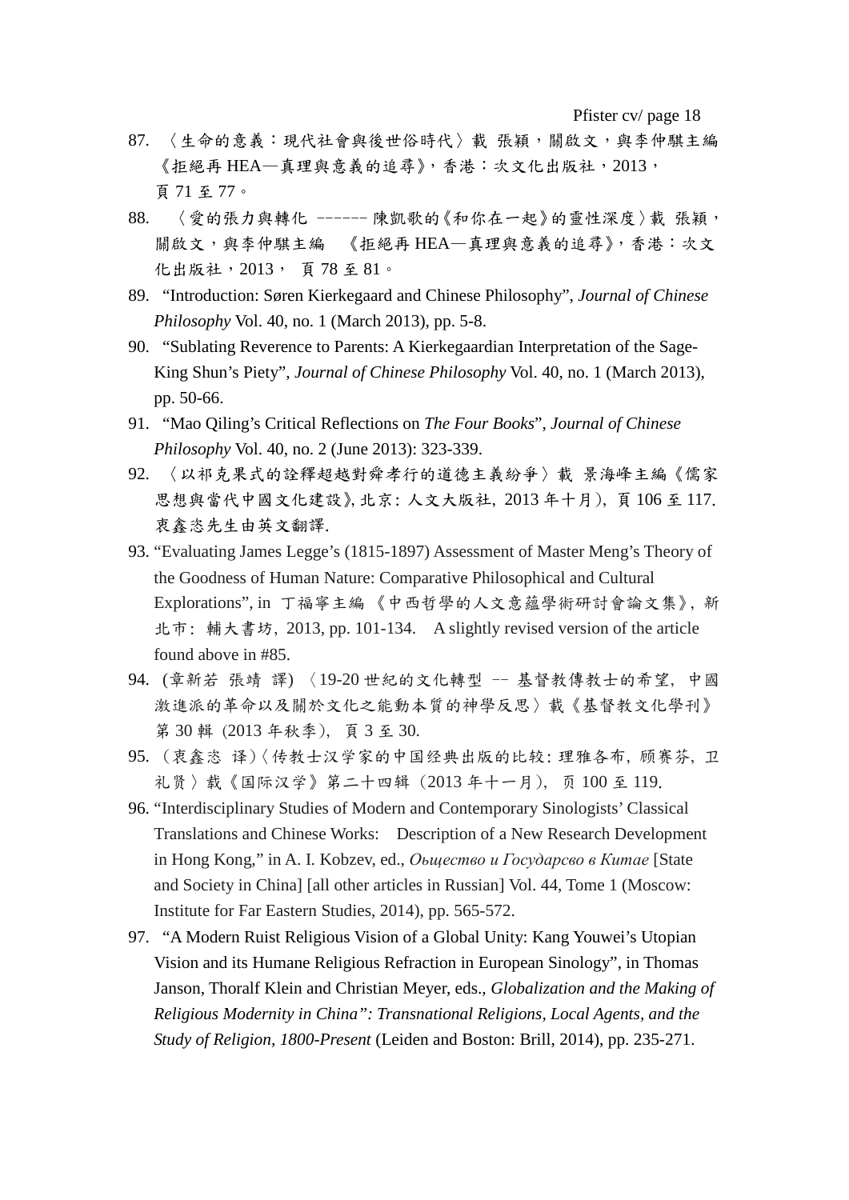87. 〈生命的意義：現代社會與後世俗時代〉載 張穎，關啟文，與李仲騏主編《拒絕再 HEA—真理與意義的追尋》，香港：次文化出版社，2013，頁 71 至 77。

88. 〈愛的張力與轉化 ------ 陳凱歌的《和你在一起》的靈性深度〉載 張穎，關啟文，與李仲騏主編 《拒絕再 HEA—真理與意義的追尋》，香港：次文化出版社，2013， 頁 78 至 81。

89. "Introduction: Søren Kierkegaard and Chinese Philosophy", *Journal of Chinese Philosophy* Vol. 40, no. 1 (March 2013), pp. 5-8.

90. "Sublating Reverence to Parents: A Kierkegaardian Interpretation of the Sage-King Shun's Piety", *Journal of Chinese Philosophy* Vol. 40, no. 1 (March 2013), pp. 50-66.

91. "Mao Qiling's Critical Reflections on *The Four Books*", *Journal of Chinese Philosophy* Vol. 40, no. 2 (June 2013): 323-339.

92. 〈以祁克果式的詮釋超越對舜孝行的道德主義紛爭〉載 景海峰主編《儒家思想與當代中國文化建設》, 北京: 人文大版社, 2013 年十月), 頁 106 至 117. 衷鑫恣先生由英文翻譯.

93. "Evaluating James Legge's (1815-1897) Assessment of Master Meng's Theory of the Goodness of Human Nature: Comparative Philosophical and Cultural Explorations", in 丁福寧主編《中西哲學的人文意蘊學術研討會論文集》, 新北市: 輔大書坊, 2013, pp. 101-134. A slightly revised version of the article found above in #85.

94. (章新若 張靖 譯) 〈19-20 世紀的文化轉型 -- 基督教傳教士的希望, 中國激進派的革命以及關於文化之能動本質的神學反思〉載《基督教文化學刊》第 30 輯 (2013 年秋季), 頁 3 至 30.

95. (衷鑫恣 译)〈传教士汉学家的中国经典出版的比较: 理雅各布, 顾赛芬, 卫礼贤〉载《国际汉学》第二十四辑 (2013 年十一月), 页 100 至 119.

96. "Interdisciplinary Studies of Modern and Contemporary Sinologists' Classical Translations and Chinese Works: Description of a New Research Development in Hong Kong," in A. I. Kobzev, ed., *Оьщество и Государсво в Китае* [State and Society in China] [all other articles in Russian] Vol. 44, Tome 1 (Moscow: Institute for Far Eastern Studies, 2014), pp. 565-572.

97. "A Modern Ruist Religious Vision of a Global Unity: Kang Youwei's Utopian Vision and its Humane Religious Refraction in European Sinology", in Thomas Janson, Thoralf Klein and Christian Meyer, eds., *Globalization and the Making of Religious Modernity in China": Transnational Religions, Local Agents, and the Study of Religion, 1800-Present* (Leiden and Boston: Brill, 2014), pp. 235-271.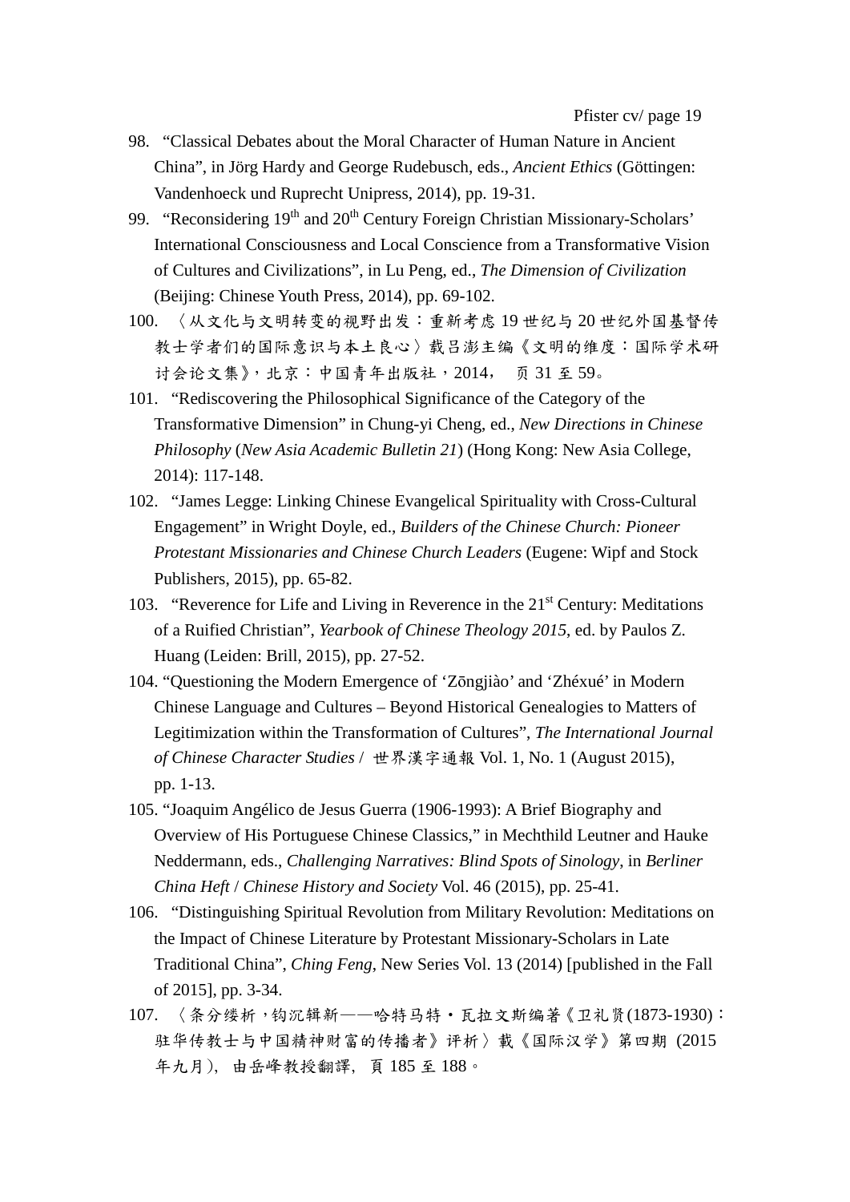98. "Classical Debates about the Moral Character of Human Nature in Ancient China", in Jörg Hardy and George Rudebusch, eds., *Ancient Ethics* (Göttingen: Vandenhoeck und Ruprecht Unipress, 2014), pp. 19-31.
99. "Reconsidering 19th and 20th Century Foreign Christian Missionary-Scholars' International Consciousness and Local Conscience from a Transformative Vision of Cultures and Civilizations", in Lu Peng, ed., *The Dimension of Civilization* (Beijing: Chinese Youth Press, 2014), pp. 69-102.
100. 〈从文化与文明转变的视野出发：重新考虑 19 世纪与 20 世纪外国基督传教士学者们的国际意识与本土良心〉载吕澎主编《文明的维度：国际学术研讨会论文集》，北京：中国青年出版社，2014， 页 31 至 59。
101. "Rediscovering the Philosophical Significance of the Category of the Transformative Dimension" in Chung-yi Cheng, ed., *New Directions in Chinese Philosophy* (*New Asia Academic Bulletin 21*) (Hong Kong: New Asia College, 2014): 117-148.
102. "James Legge: Linking Chinese Evangelical Spirituality with Cross-Cultural Engagement" in Wright Doyle, ed., *Builders of the Chinese Church: Pioneer Protestant Missionaries and Chinese Church Leaders* (Eugene: Wipf and Stock Publishers, 2015), pp. 65-82.
103. "Reverence for Life and Living in Reverence in the 21st Century: Meditations of a Ruified Christian", *Yearbook of Chinese Theology 2015*, ed. by Paulos Z. Huang (Leiden: Brill, 2015), pp. 27-52.
104. "Questioning the Modern Emergence of 'Zōngjiào' and 'Zhéxué' in Modern Chinese Language and Cultures – Beyond Historical Genealogies to Matters of Legitimization within the Transformation of Cultures", *The International Journal of Chinese Character Studies* / 世界漢字通報 Vol. 1, No. 1 (August 2015), pp. 1-13.
105. "Joaquim Angélico de Jesus Guerra (1906-1993): A Brief Biography and Overview of His Portuguese Chinese Classics," in Mechthild Leutner and Hauke Neddermann, eds., *Challenging Narratives: Blind Spots of Sinology*, in *Berliner China Heft* / *Chinese History and Society* Vol. 46 (2015), pp. 25-41.
106. "Distinguishing Spiritual Revolution from Military Revolution: Meditations on the Impact of Chinese Literature by Protestant Missionary-Scholars in Late Traditional China", *Ching Feng*, New Series Vol. 13 (2014) [published in the Fall of 2015], pp. 3-34.
107. 〈条分缕析，钩沉辑新——哈特马特・瓦拉文斯编著《卫礼贤(1873-1930)：驻华传教士与中国精神财富的传播者》评析〉載《国际汉学》第四期 (2015 年九月)， 由岳峰教授翻譯， 頁 185 至 188。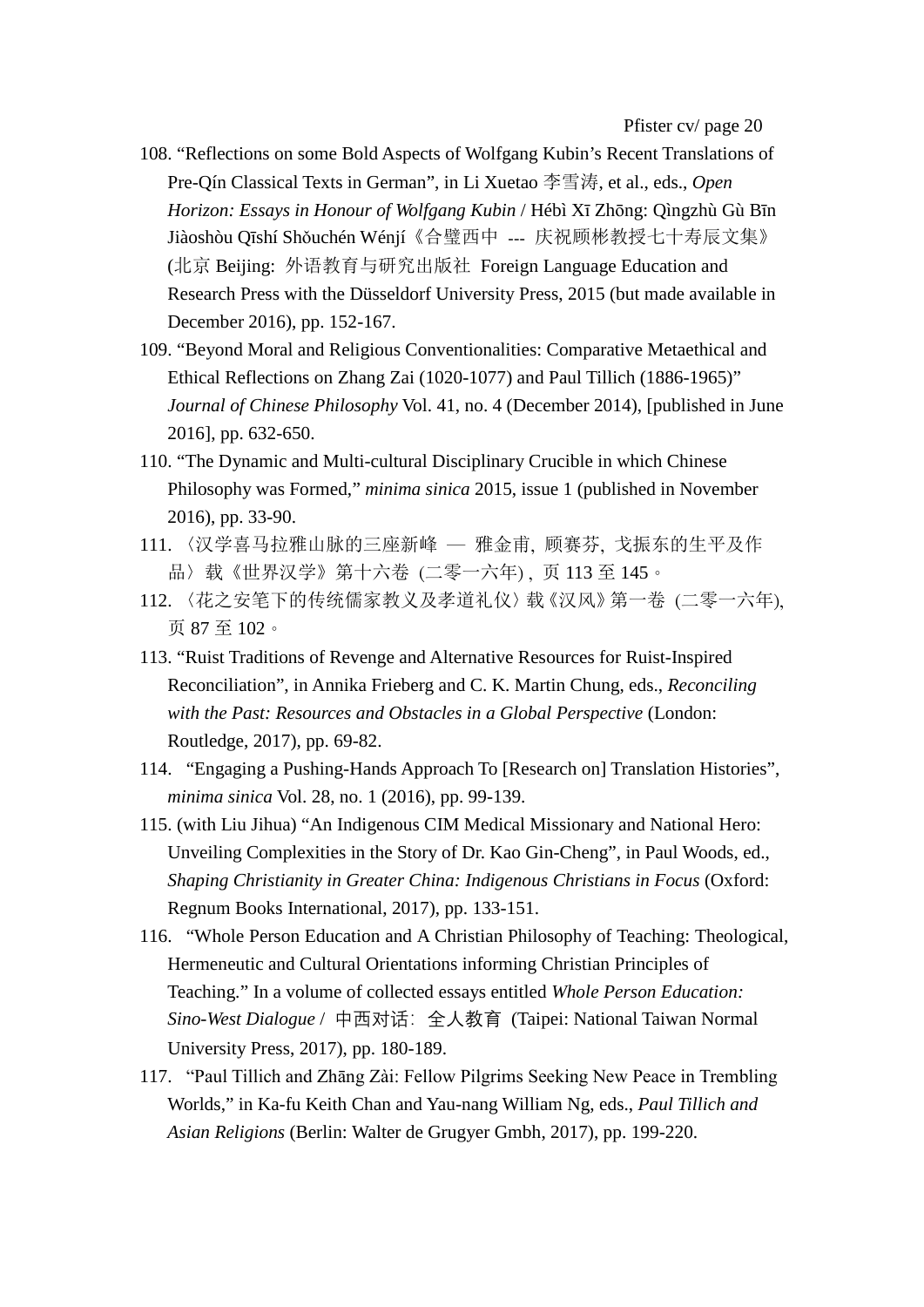108. "Reflections on some Bold Aspects of Wolfgang Kubin's Recent Translations of Pre-Qín Classical Texts in German", in Li Xuetao 李雪涛, et al., eds., *Open Horizon: Essays in Honour of Wolfgang Kubin* / Hébì Xī Zhōng: Qìngzhù Gù Bīn Jiàoshòu Qīshí Shǒuchén Wénjí《合璧西中 --- 庆祝顾彬教授七十寿辰文集》(北京 Beijing: 外语教育与研究出版社 Foreign Language Education and Research Press with the Düsseldorf University Press, 2015 (but made available in December 2016), pp. 152-167.
109. "Beyond Moral and Religious Conventionalities: Comparative Metaethical and Ethical Reflections on Zhang Zai (1020-1077) and Paul Tillich (1886-1965)" *Journal of Chinese Philosophy* Vol. 41, no. 4 (December 2014), [published in June 2016], pp. 632-650.
110. "The Dynamic and Multi-cultural Disciplinary Crucible in which Chinese Philosophy was Formed," *minima sinica* 2015, issue 1 (published in November 2016), pp. 33-90.
111. 〈汉学喜马拉雅山脉的三座新峰 — 雅金甫, 顾赛芬, 戈振东的生平及作品〉载《世界汉学》第十六卷 (二零一六年) , 页 113 至 145。
112. 〈花之安笔下的传统儒家教义及孝道礼仪〉载《汉风》第一卷 (二零一六年), 页 87 至 102。
113. "Ruist Traditions of Revenge and Alternative Resources for Ruist-Inspired Reconciliation", in Annika Frieberg and C. K. Martin Chung, eds., *Reconciling with the Past: Resources and Obstacles in a Global Perspective* (London: Routledge, 2017), pp. 69-82.
114. "Engaging a Pushing-Hands Approach To [Research on] Translation Histories", *minima sinica* Vol. 28, no. 1 (2016), pp. 99-139.
115. (with Liu Jihua) "An Indigenous CIM Medical Missionary and National Hero: Unveiling Complexities in the Story of Dr. Kao Gin-Cheng", in Paul Woods, ed., *Shaping Christianity in Greater China: Indigenous Christians in Focus* (Oxford: Regnum Books International, 2017), pp. 133-151.
116. "Whole Person Education and A Christian Philosophy of Teaching: Theological, Hermeneutic and Cultural Orientations informing Christian Principles of Teaching." In a volume of collected essays entitled *Whole Person Education: Sino-West Dialogue* / 中西对话: 全人教育 (Taipei: National Taiwan Normal University Press, 2017), pp. 180-189.
117. "Paul Tillich and Zhāng Zài: Fellow Pilgrims Seeking New Peace in Trembling Worlds," in Ka-fu Keith Chan and Yau-nang William Ng, eds., *Paul Tillich and Asian Religions* (Berlin: Walter de Grugyer Gmbh, 2017), pp. 199-220.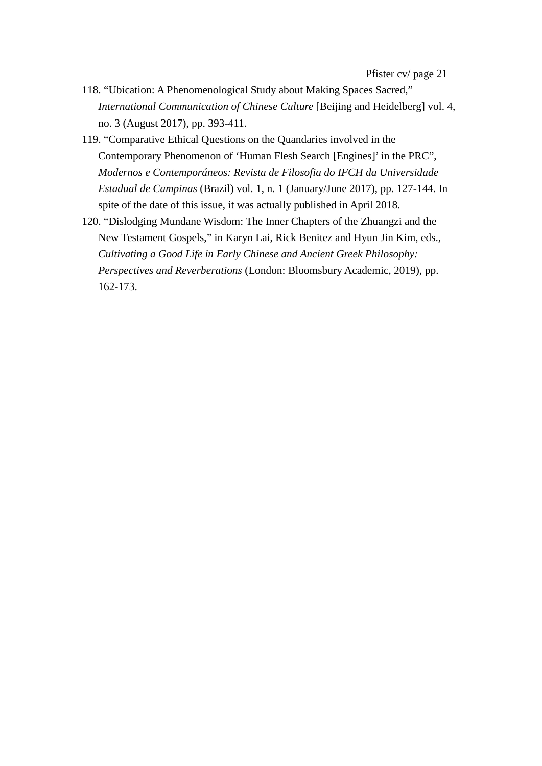118. “Ubication: A Phenomenological Study about Making Spaces Sacred,” *International Communication of Chinese Culture* [Beijing and Heidelberg] vol. 4, no. 3 (August 2017), pp. 393-411.
119. “Comparative Ethical Questions on the Quandaries involved in the Contemporary Phenomenon of ‘Human Flesh Search [Engines]’ in the PRC”, *Modernos e Contemporáneos: Revista de Filosofia do IFCH da Universidade Estadual de Campinas* (Brazil) vol. 1, n. 1 (January/June 2017), pp. 127-144. In spite of the date of this issue, it was actually published in April 2018.
120. “Dislodging Mundane Wisdom: The Inner Chapters of the Zhuangzi and the New Testament Gospels,” in Karyn Lai, Rick Benitez and Hyun Jin Kim, eds., *Cultivating a Good Life in Early Chinese and Ancient Greek Philosophy: Perspectives and Reverberations* (London: Bloomsbury Academic, 2019), pp. 162-173.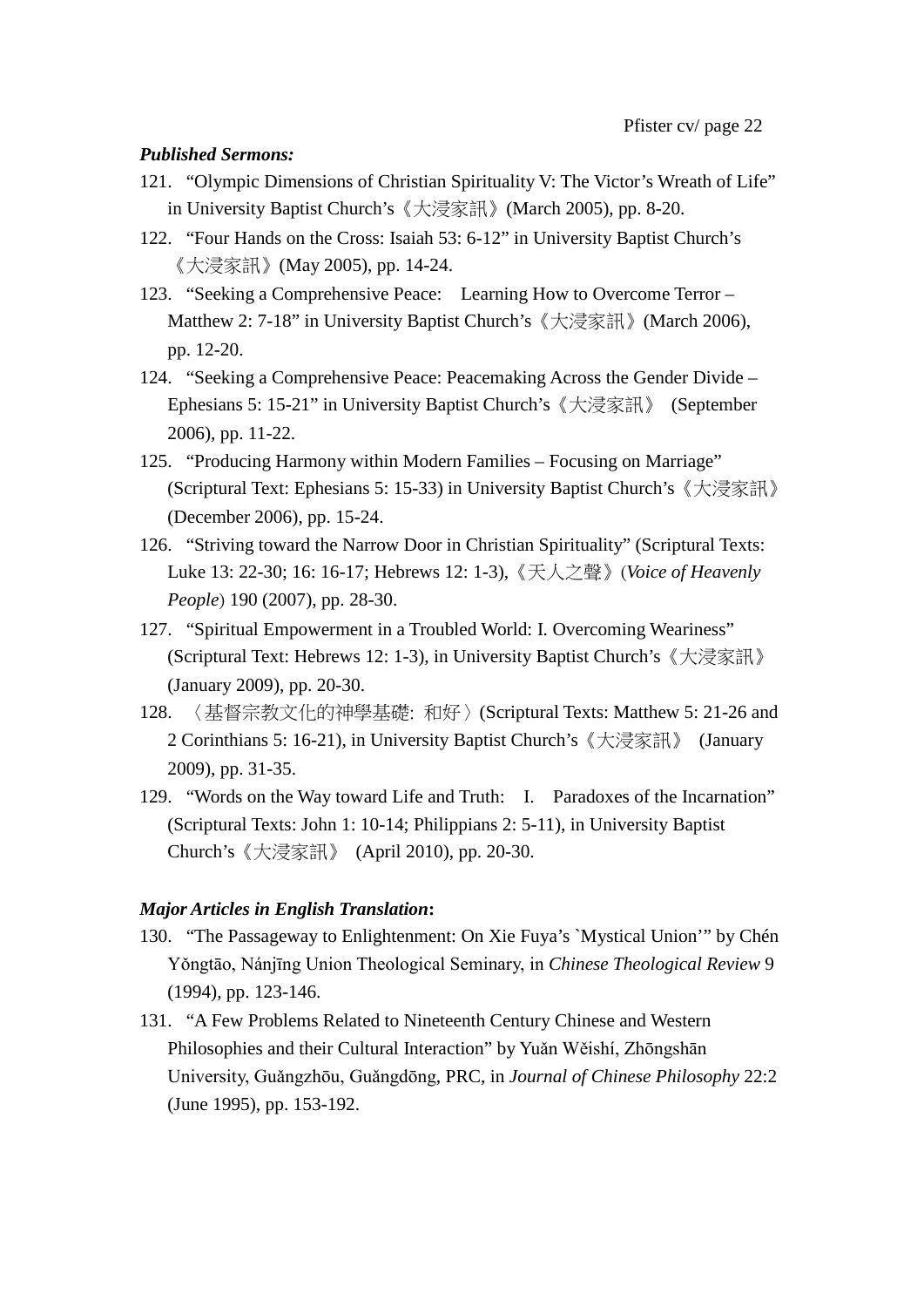***Published Sermons:***

121. "Olympic Dimensions of Christian Spirituality V: The Victor's Wreath of Life" in University Baptist Church's《大浸家訊》(March 2005), pp. 8-20.
122. "Four Hands on the Cross: Isaiah 53: 6-12" in University Baptist Church's《大浸家訊》(May 2005), pp. 14-24.
123. "Seeking a Comprehensive Peace: Learning How to Overcome Terror – Matthew 2: 7-18" in University Baptist Church's《大浸家訊》(March 2006), pp. 12-20.
124. "Seeking a Comprehensive Peace: Peacemaking Across the Gender Divide – Ephesians 5: 15-21" in University Baptist Church's《大浸家訊》 (September 2006), pp. 11-22.
125. "Producing Harmony within Modern Families – Focusing on Marriage" (Scriptural Text: Ephesians 5: 15-33) in University Baptist Church's《大浸家訊》(December 2006), pp. 15-24.
126. "Striving toward the Narrow Door in Christian Spirituality" (Scriptural Texts: Luke 13: 22-30; 16: 16-17; Hebrews 12: 1-3),《天人之聲》(*Voice of Heavenly People*) 190 (2007), pp. 28-30.
127. "Spiritual Empowerment in a Troubled World: I. Overcoming Weariness" (Scriptural Text: Hebrews 12: 1-3), in University Baptist Church's《大浸家訊》(January 2009), pp. 20-30.
128. 〈基督宗教文化的神學基礎: 和好〉(Scriptural Texts: Matthew 5: 21-26 and 2 Corinthians 5: 16-21), in University Baptist Church's《大浸家訊》 (January 2009), pp. 31-35.
129. "Words on the Way toward Life and Truth: I. Paradoxes of the Incarnation" (Scriptural Texts: John 1: 10-14; Philippians 2: 5-11), in University Baptist Church's《大浸家訊》 (April 2010), pp. 20-30.

***Major Articles in English Translation*:**

130. "The Passageway to Enlightenment: On Xie Fuya's `Mystical Union'" by Chén Yǒngtāo, Nánjīng Union Theological Seminary, in *Chinese Theological Review* 9 (1994), pp. 123-146.
131. "A Few Problems Related to Nineteenth Century Chinese and Western Philosophies and their Cultural Interaction" by Yuǎn Wěishí, Zhōngshān University, Guǎngzhōu, Guǎngdōng, PRC, in *Journal of Chinese Philosophy* 22:2 (June 1995), pp. 153-192.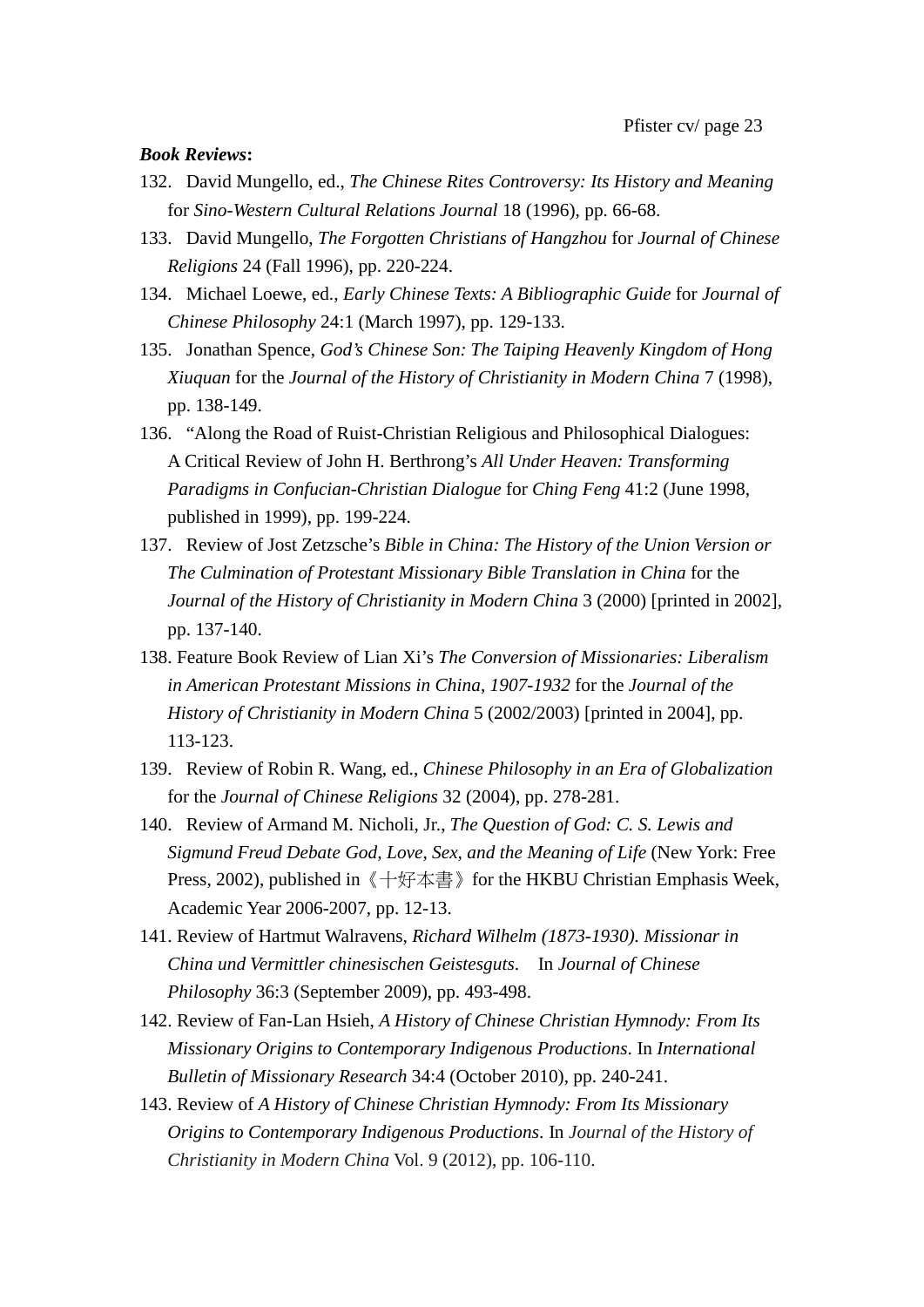***Book Reviews*:**

132. David Mungello, ed., *The Chinese Rites Controversy: Its History and Meaning* for *Sino-Western Cultural Relations Journal* 18 (1996), pp. 66-68.
133. David Mungello, *The Forgotten Christians of Hangzhou* for *Journal of Chinese Religions* 24 (Fall 1996), pp. 220-224.
134. Michael Loewe, ed., *Early Chinese Texts: A Bibliographic Guide* for *Journal of Chinese Philosophy* 24:1 (March 1997), pp. 129-133.
135. Jonathan Spence, *God's Chinese Son: The Taiping Heavenly Kingdom of Hong Xiuquan* for the *Journal of the History of Christianity in Modern China* 7 (1998), pp. 138-149.
136. "Along the Road of Ruist-Christian Religious and Philosophical Dialogues: A Critical Review of John H. Berthrong's *All Under Heaven: Transforming Paradigms in Confucian-Christian Dialogue* for *Ching Feng* 41:2 (June 1998, published in 1999), pp. 199-224.
137. Review of Jost Zetzsche's *Bible in China: The History of the Union Version or The Culmination of Protestant Missionary Bible Translation in China* for the *Journal of the History of Christianity in Modern China* 3 (2000) [printed in 2002], pp. 137-140.
138. Feature Book Review of Lian Xi's *The Conversion of Missionaries: Liberalism in American Protestant Missions in China, 1907-1932* for the *Journal of the History of Christianity in Modern China* 5 (2002/2003) [printed in 2004], pp. 113-123.
139. Review of Robin R. Wang, ed., *Chinese Philosophy in an Era of Globalization* for the *Journal of Chinese Religions* 32 (2004), pp. 278-281.
140. Review of Armand M. Nicholi, Jr., *The Question of God: C. S. Lewis and Sigmund Freud Debate God, Love, Sex, and the Meaning of Life* (New York: Free Press, 2002), published in《十好本書》for the HKBU Christian Emphasis Week, Academic Year 2006-2007, pp. 12-13.
141. Review of Hartmut Walravens, *Richard Wilhelm (1873-1930). Missionar in China und Vermittler chinesischen Geistesguts*. In *Journal of Chinese Philosophy* 36:3 (September 2009), pp. 493-498.
142. Review of Fan-Lan Hsieh, *A History of Chinese Christian Hymnody: From Its Missionary Origins to Contemporary Indigenous Productions*. In *International Bulletin of Missionary Research* 34:4 (October 2010), pp. 240-241.
143. Review of *A History of Chinese Christian Hymnody: From Its Missionary Origins to Contemporary Indigenous Productions*. In *Journal of the History of Christianity in Modern China* Vol. 9 (2012), pp. 106-110.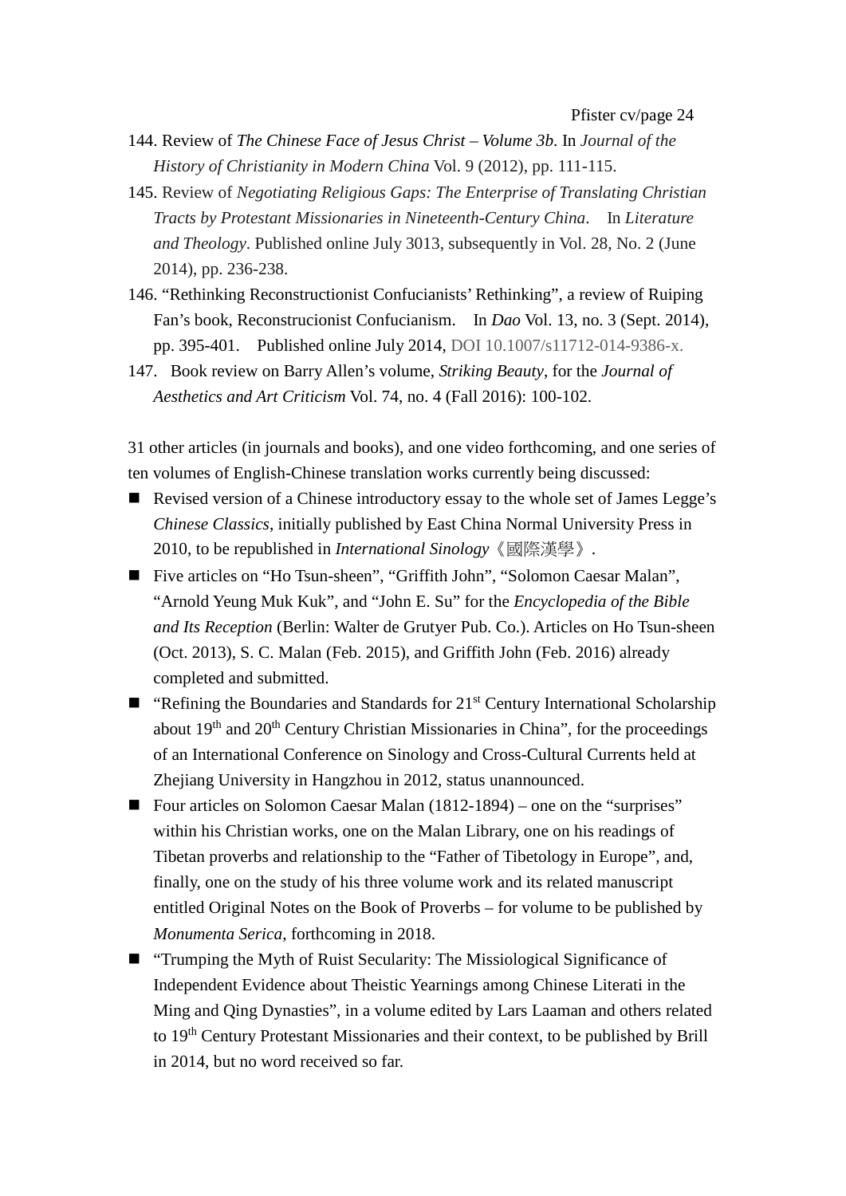144. Review of *The Chinese Face of Jesus Christ – Volume 3b*. In *Journal of the History of Christianity in Modern China* Vol. 9 (2012), pp. 111-115.
145. Review of *Negotiating Religious Gaps: The Enterprise of Translating Christian Tracts by Protestant Missionaries in Nineteenth-Century China*.　In *Literature and Theology*. Published online July 3013, subsequently in Vol. 28, No. 2 (June 2014), pp. 236-238.
146. "Rethinking Reconstructionist Confucianists' Rethinking", a review of Ruiping Fan's book, Reconstrucionist Confucianism.　In *Dao* Vol. 13, no. 3 (Sept. 2014), pp. 395-401.　Published online July 2014, DOI 10.1007/s11712-014-9386-x.
147. Book review on Barry Allen's volume, *Striking Beauty*, for the *Journal of Aesthetics and Art Criticism* Vol. 74, no. 4 (Fall 2016): 100-102.

31 other articles (in journals and books), and one video forthcoming, and one series of ten volumes of English-Chinese translation works currently being discussed:

- Revised version of a Chinese introductory essay to the whole set of James Legge's *Chinese Classics*, initially published by East China Normal University Press in 2010, to be republished in *International Sinology*《國際漢學》.
- Five articles on "Ho Tsun-sheen", "Griffith John", "Solomon Caesar Malan", "Arnold Yeung Muk Kuk", and "John E. Su" for the *Encyclopedia of the Bible and Its Reception* (Berlin: Walter de Grutyer Pub. Co.). Articles on Ho Tsun-sheen (Oct. 2013), S. C. Malan (Feb. 2015), and Griffith John (Feb. 2016) already completed and submitted.
- "Refining the Boundaries and Standards for 21st Century International Scholarship about 19th and 20th Century Christian Missionaries in China", for the proceedings of an International Conference on Sinology and Cross-Cultural Currents held at Zhejiang University in Hangzhou in 2012, status unannounced.
- Four articles on Solomon Caesar Malan (1812-1894) – one on the "surprises" within his Christian works, one on the Malan Library, one on his readings of Tibetan proverbs and relationship to the "Father of Tibetology in Europe", and, finally, one on the study of his three volume work and its related manuscript entitled Original Notes on the Book of Proverbs – for volume to be published by *Monumenta Serica*, forthcoming in 2018.
- "Trumping the Myth of Ruist Secularity: The Missiological Significance of Independent Evidence about Theistic Yearnings among Chinese Literati in the Ming and Qing Dynasties", in a volume edited by Lars Laaman and others related to 19th Century Protestant Missionaries and their context, to be published by Brill in 2014, but no word received so far.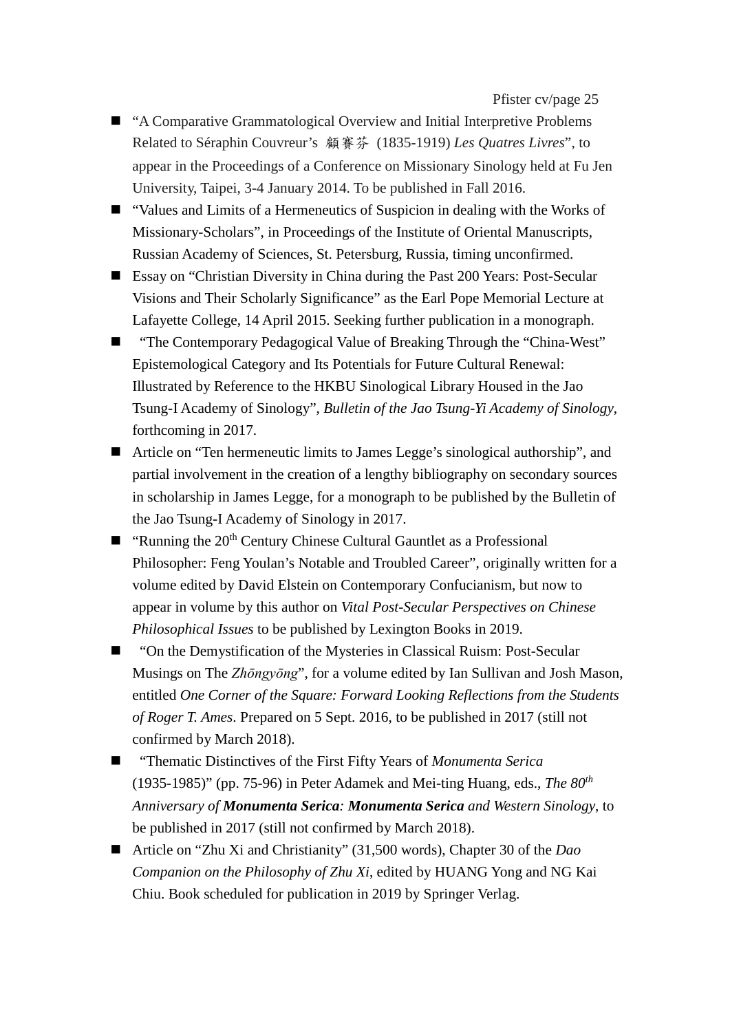- “A Comparative Grammatological Overview and Initial Interpretive Problems Related to Séraphin Couvreur’s 顧賽芬 (1835-1919) *Les Quatres Livres*”, to appear in the Proceedings of a Conference on Missionary Sinology held at Fu Jen University, Taipei, 3-4 January 2014. To be published in Fall 2016.
- “Values and Limits of a Hermeneutics of Suspicion in dealing with the Works of Missionary-Scholars”, in Proceedings of the Institute of Oriental Manuscripts, Russian Academy of Sciences, St. Petersburg, Russia, timing unconfirmed.
- Essay on “Christian Diversity in China during the Past 200 Years: Post-Secular Visions and Their Scholarly Significance” as the Earl Pope Memorial Lecture at Lafayette College, 14 April 2015. Seeking further publication in a monograph.
- “The Contemporary Pedagogical Value of Breaking Through the “China-West” Epistemological Category and Its Potentials for Future Cultural Renewal: Illustrated by Reference to the HKBU Sinological Library Housed in the Jao Tsung-I Academy of Sinology”, *Bulletin of the Jao Tsung-Yi Academy of Sinology*, forthcoming in 2017.
- Article on “Ten hermeneutic limits to James Legge’s sinological authorship”, and partial involvement in the creation of a lengthy bibliography on secondary sources in scholarship in James Legge, for a monograph to be published by the Bulletin of the Jao Tsung-I Academy of Sinology in 2017.
- “Running the 20th Century Chinese Cultural Gauntlet as a Professional Philosopher: Feng Youlan’s Notable and Troubled Career”, originally written for a volume edited by David Elstein on Contemporary Confucianism, but now to appear in volume by this author on *Vital Post-Secular Perspectives on Chinese Philosophical Issues* to be published by Lexington Books in 2019.
- “On the Demystification of the Mysteries in Classical Ruism: Post-Secular Musings on The *Zhōngyōng*”, for a volume edited by Ian Sullivan and Josh Mason, entitled *One Corner of the Square: Forward Looking Reflections from the Students of Roger T. Ames*. Prepared on 5 Sept. 2016, to be published in 2017 (still not confirmed by March 2018).
- “Thematic Distinctives of the First Fifty Years of *Monumenta Serica* (1935-1985)” (pp. 75-96) in Peter Adamek and Mei-ting Huang, eds., *The 80th Anniversary of* ***Monumenta Serica****:* ***Monumenta Serica*** *and Western Sinology*, to be published in 2017 (still not confirmed by March 2018).
- Article on “Zhu Xi and Christianity” (31,500 words), Chapter 30 of the *Dao Companion on the Philosophy of Zhu Xi*, edited by HUANG Yong and NG Kai Chiu. Book scheduled for publication in 2019 by Springer Verlag.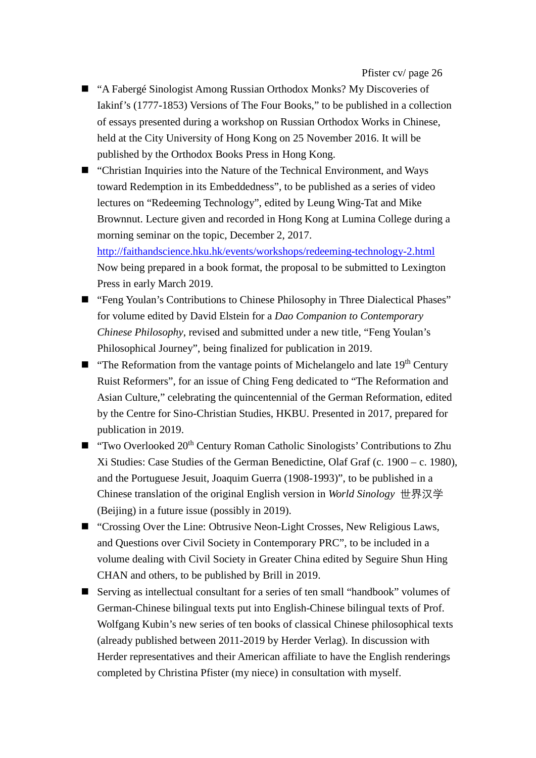- "A Fabergé Sinologist Among Russian Orthodox Monks? My Discoveries of Iakinf's (1777-1853) Versions of The Four Books," to be published in a collection of essays presented during a workshop on Russian Orthodox Works in Chinese, held at the City University of Hong Kong on 25 November 2016. It will be published by the Orthodox Books Press in Hong Kong.
- "Christian Inquiries into the Nature of the Technical Environment, and Ways toward Redemption in its Embeddedness", to be published as a series of video lectures on "Redeeming Technology", edited by Leung Wing-Tat and Mike Brownnut. Lecture given and recorded in Hong Kong at Lumina College during a morning seminar on the topic, December 2, 2017. [http://faithandscience.hku.hk/events/workshops/redeeming-technology-2.html](http://faithandscience.hku.hk/events/workshops/redeeming-technology-2.html) Now being prepared in a book format, the proposal to be submitted to Lexington Press in early March 2019.
- "Feng Youlan's Contributions to Chinese Philosophy in Three Dialectical Phases" for volume edited by David Elstein for a *Dao Companion to Contemporary Chinese Philosophy*, revised and submitted under a new title, "Feng Youlan's Philosophical Journey", being finalized for publication in 2019.
- "The Reformation from the vantage points of Michelangelo and late 19th Century Ruist Reformers", for an issue of Ching Feng dedicated to "The Reformation and Asian Culture," celebrating the quincentennial of the German Reformation, edited by the Centre for Sino-Christian Studies, HKBU. Presented in 2017, prepared for publication in 2019.
- "Two Overlooked 20th Century Roman Catholic Sinologists' Contributions to Zhu Xi Studies: Case Studies of the German Benedictine, Olaf Graf (c. 1900 – c. 1980), and the Portuguese Jesuit, Joaquim Guerra (1908-1993)", to be published in a Chinese translation of the original English version in *World Sinology* 世界汉学 (Beijing) in a future issue (possibly in 2019).
- "Crossing Over the Line: Obtrusive Neon-Light Crosses, New Religious Laws, and Questions over Civil Society in Contemporary PRC", to be included in a volume dealing with Civil Society in Greater China edited by Seguire Shun Hing CHAN and others, to be published by Brill in 2019.
- Serving as intellectual consultant for a series of ten small "handbook" volumes of German-Chinese bilingual texts put into English-Chinese bilingual texts of Prof. Wolfgang Kubin's new series of ten books of classical Chinese philosophical texts (already published between 2011-2019 by Herder Verlag). In discussion with Herder representatives and their American affiliate to have the English renderings completed by Christina Pfister (my niece) in consultation with myself.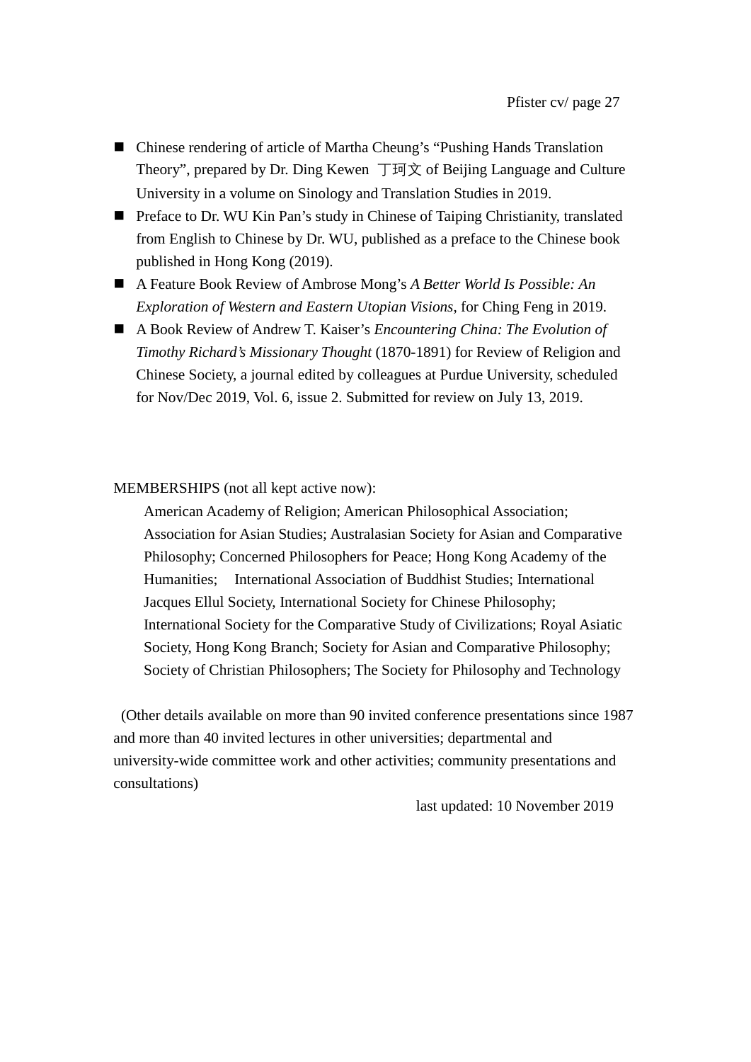- Chinese rendering of article of Martha Cheung's "Pushing Hands Translation Theory", prepared by Dr. Ding Kewen 丁珂文 of Beijing Language and Culture University in a volume on Sinology and Translation Studies in 2019.
- Preface to Dr. WU Kin Pan's study in Chinese of Taiping Christianity, translated from English to Chinese by Dr. WU, published as a preface to the Chinese book published in Hong Kong (2019).
- A Feature Book Review of Ambrose Mong's *A Better World Is Possible: An Exploration of Western and Eastern Utopian Visions*, for Ching Feng in 2019.
- A Book Review of Andrew T. Kaiser's *Encountering China: The Evolution of Timothy Richard's Missionary Thought* (1870-1891) for Review of Religion and Chinese Society, a journal edited by colleagues at Purdue University, scheduled for Nov/Dec 2019, Vol. 6, issue 2. Submitted for review on July 13, 2019.

MEMBERSHIPS (not all kept active now):

American Academy of Religion; American Philosophical Association; Association for Asian Studies; Australasian Society for Asian and Comparative Philosophy; Concerned Philosophers for Peace; Hong Kong Academy of the Humanities; International Association of Buddhist Studies; International Jacques Ellul Society, International Society for Chinese Philosophy; International Society for the Comparative Study of Civilizations; Royal Asiatic Society, Hong Kong Branch; Society for Asian and Comparative Philosophy; Society of Christian Philosophers; The Society for Philosophy and Technology

(Other details available on more than 90 invited conference presentations since 1987 and more than 40 invited lectures in other universities; departmental and university-wide committee work and other activities; community presentations and consultations)

last updated: 10 November 2019